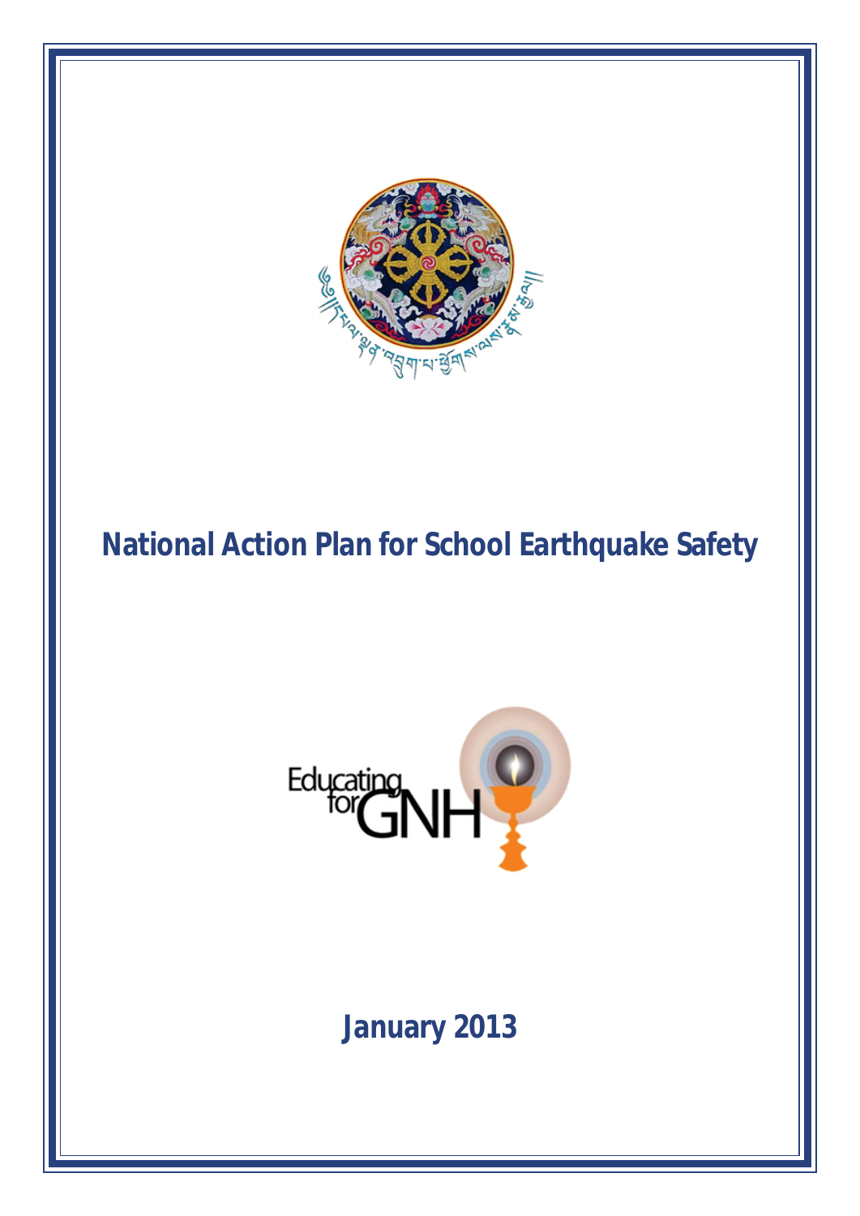# National Action Plan for School Earthquake Safety

January 2013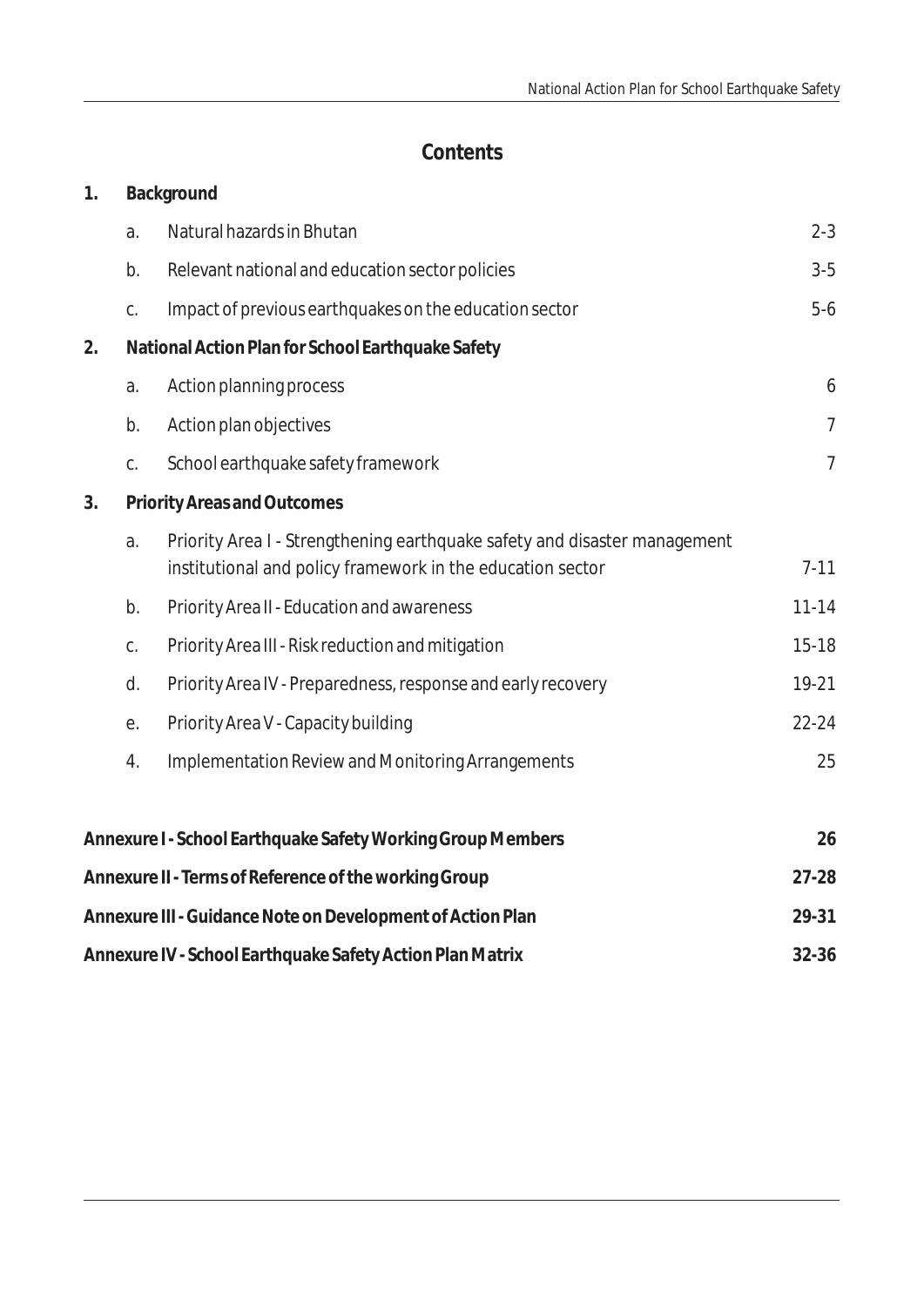## Contents

**1. Background**

| | | |
|---|---|---|
| a. | Natural hazards in Bhutan | 2-3 |
| b. | Relevant national and education sector policies | 3-5 |
| c. | Impact of previous earthquakes on the education sector | 5-6 |

**2. National Action Plan for School Earthquake Safety**

| | | |
|---|---|---|
| a. | Action planning process | 6 |
| b. | Action plan objectives | 7 |
| c. | School earthquake safety framework | 7 |

**3. Priority Areas and Outcomes**

| | | |
|---|---|---|
| a. | Priority Area I - Strengthening earthquake safety and disaster management institutional and policy framework in the education sector | 7-11 |
| b. | Priority Area II - Education and awareness | 11-14 |
| c. | Priority Area III - Risk reduction and mitigation | 15-18 |
| d. | Priority Area IV - Preparedness, response and early recovery | 19-21 |
| e. | Priority Area V - Capacity building | 22-24 |
| 4. | Implementation Review and Monitoring Arrangements | 25 |

| | |
|---|---|
| **Annexure I - School Earthquake Safety Working Group Members** | **26** |
| **Annexure II - Terms of Reference of the working Group** | **27-28** |
| **Annexure III - Guidance Note on Development of Action Plan** | **29-31** |
| **Annexure IV - School Earthquake Safety Action Plan Matrix** | **32-36** |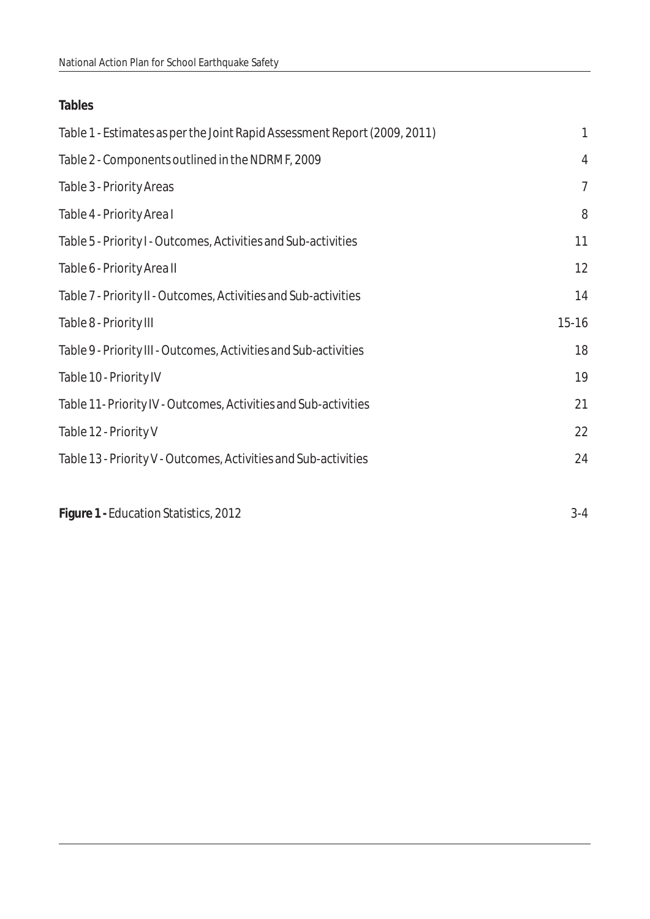**Tables**

| | |
|---|---|
| Table 1 - Estimates as per the Joint Rapid Assessment Report (2009, 2011) | 1 |
| Table 2 - Components outlined in the NDRMF, 2009 | 4 |
| Table 3 - Priority Areas | 7 |
| Table 4 - Priority Area I | 8 |
| Table 5 - Priority I - Outcomes, Activities and Sub-activities | 11 |
| Table 6 - Priority Area II | 12 |
| Table 7 - Priority II - Outcomes, Activities and Sub-activities | 14 |
| Table 8 - Priority III | 15-16 |
| Table 9 - Priority III - Outcomes, Activities and Sub-activities | 18 |
| Table 10 - Priority IV | 19 |
| Table 11- Priority IV - Outcomes, Activities and Sub-activities | 21 |
| Table 12 - Priority V | 22 |
| Table 13 - Priority V - Outcomes, Activities and Sub-activities | 24 |

**Figure 1 -** Education Statistics, 2012 3-4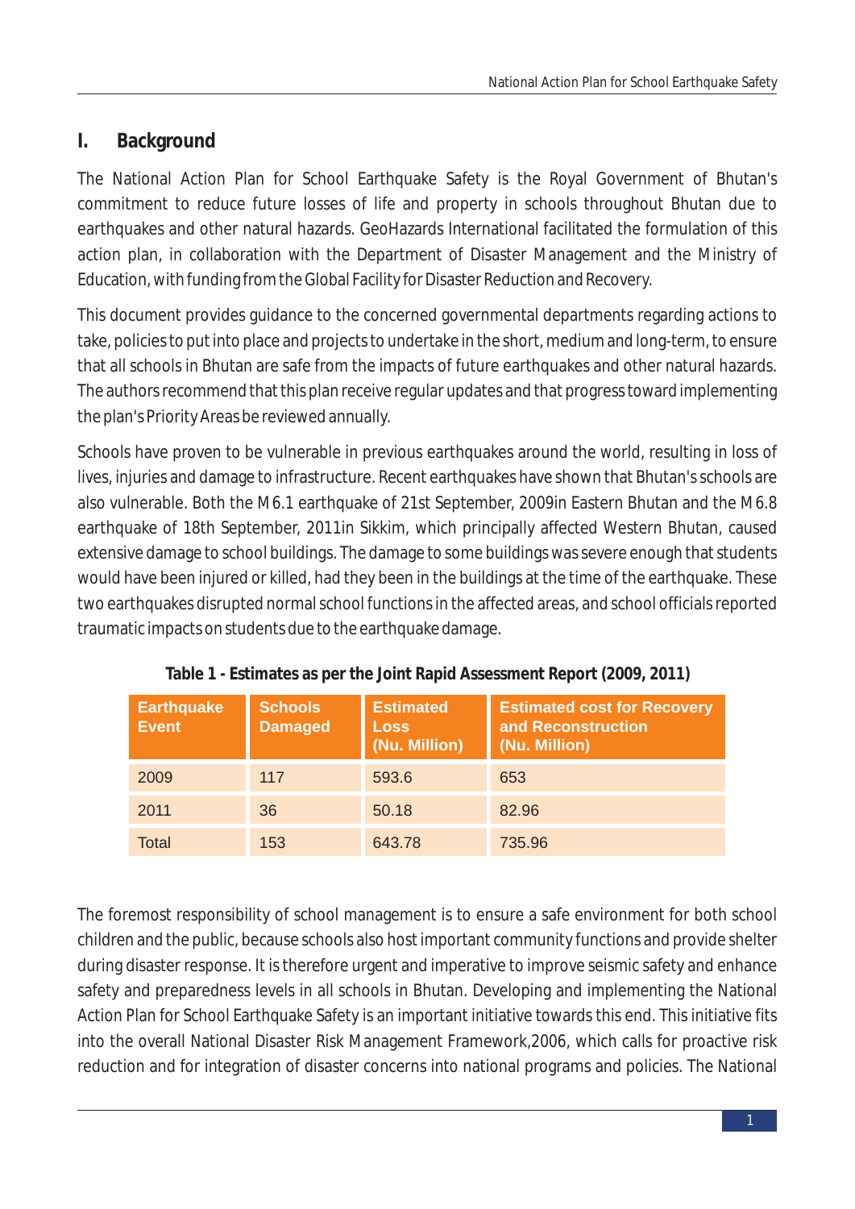## I. Background

The National Action Plan for School Earthquake Safety is the Royal Government of Bhutan's commitment to reduce future losses of life and property in schools throughout Bhutan due to earthquakes and other natural hazards. GeoHazards International facilitated the formulation of this action plan, in collaboration with the Department of Disaster Management and the Ministry of Education, with funding from the Global Facility for Disaster Reduction and Recovery.

This document provides guidance to the concerned governmental departments regarding actions to take, policies to put into place and projects to undertake in the short, medium and long-term, to ensure that all schools in Bhutan are safe from the impacts of future earthquakes and other natural hazards. The authors recommend that this plan receive regular updates and that progress toward implementing the plan's Priority Areas be reviewed annually.

Schools have proven to be vulnerable in previous earthquakes around the world, resulting in loss of lives, injuries and damage to infrastructure. Recent earthquakes have shown that Bhutan's schools are also vulnerable. Both the M6.1 earthquake of 21st September, 2009in Eastern Bhutan and the M6.8 earthquake of 18th September, 2011in Sikkim, which principally affected Western Bhutan, caused extensive damage to school buildings. The damage to some buildings was severe enough that students would have been injured or killed, had they been in the buildings at the time of the earthquake. These two earthquakes disrupted normal school functions in the affected areas, and school officials reported traumatic impacts on students due to the earthquake damage.

**Table 1 - Estimates as per the Joint Rapid Assessment Report (2009, 2011)**

| Earthquake Event | Schools Damaged | Estimated Loss (Nu. Million) | Estimated cost for Recovery and Reconstruction (Nu. Million) |
|---|---|---|---|
| 2009 | 117 | 593.6 | 653 |
| 2011 | 36 | 50.18 | 82.96 |
| Total | 153 | 643.78 | 735.96 |

The foremost responsibility of school management is to ensure a safe environment for both school children and the public, because schools also host important community functions and provide shelter during disaster response. It is therefore urgent and imperative to improve seismic safety and enhance safety and preparedness levels in all schools in Bhutan. Developing and implementing the National Action Plan for School Earthquake Safety is an important initiative towards this end. This initiative fits into the overall National Disaster Risk Management Framework,2006, which calls for proactive risk reduction and for integration of disaster concerns into national programs and policies. The National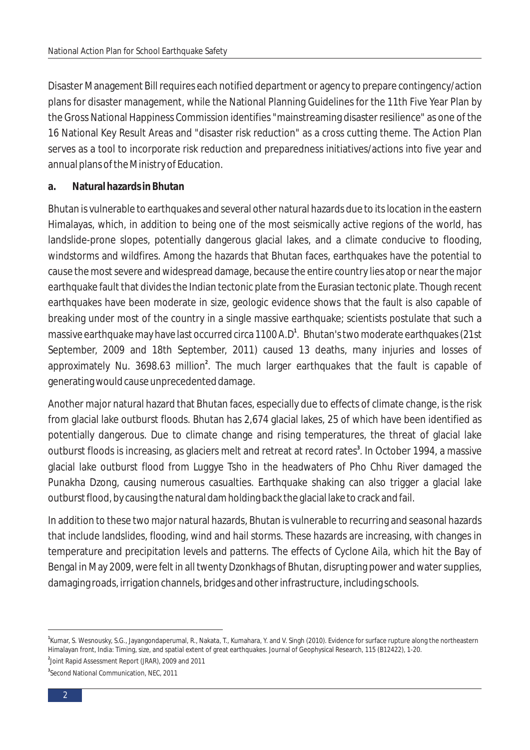Disaster Management Bill requires each notified department or agency to prepare contingency/action plans for disaster management, while the National Planning Guidelines for the 11th Five Year Plan by the Gross National Happiness Commission identifies "mainstreaming disaster resilience" as one of the 16 National Key Result Areas and "disaster risk reduction" as a cross cutting theme. The Action Plan serves as a tool to incorporate risk reduction and preparedness initiatives/actions into five year and annual plans of the Ministry of Education.

### a. Natural hazards in Bhutan

Bhutan is vulnerable to earthquakes and several other natural hazards due to its location in the eastern Himalayas, which, in addition to being one of the most seismically active regions of the world, has landslide-prone slopes, potentially dangerous glacial lakes, and a climate conducive to flooding, windstorms and wildfires. Among the hazards that Bhutan faces, earthquakes have the potential to cause the most severe and widespread damage, because the entire country lies atop or near the major earthquake fault that divides the Indian tectonic plate from the Eurasian tectonic plate. Though recent earthquakes have been moderate in size, geologic evidence shows that the fault is also capable of breaking under most of the country in a single massive earthquake; scientists postulate that such a massive earthquake may have last occurred circa 1100 A.D[1]. Bhutan's two moderate earthquakes (21st September, 2009 and 18th September, 2011) caused 13 deaths, many injuries and losses of approximately Nu. 3698.63 million[2]. The much larger earthquakes that the fault is capable of generating would cause unprecedented damage.

Another major natural hazard that Bhutan faces, especially due to effects of climate change, is the risk from glacial lake outburst floods. Bhutan has 2,674 glacial lakes, 25 of which have been identified as potentially dangerous. Due to climate change and rising temperatures, the threat of glacial lake outburst floods is increasing, as glaciers melt and retreat at record rates[3]. In October 1994, a massive glacial lake outburst flood from Luggye Tsho in the headwaters of Pho Chhu River damaged the Punakha Dzong, causing numerous casualties. Earthquake shaking can also trigger a glacial lake outburst flood, by causing the natural dam holding back the glacial lake to crack and fail.

In addition to these two major natural hazards, Bhutan is vulnerable to recurring and seasonal hazards that include landslides, flooding, wind and hail storms. These hazards are increasing, with changes in temperature and precipitation levels and patterns. The effects of Cyclone Aila, which hit the Bay of Bengal in May 2009, were felt in all twenty Dzonkhags of Bhutan, disrupting power and water supplies, damaging roads, irrigation channels, bridges and other infrastructure, including schools.

---

[1] Kumar, S. Wesnousky, S.G., Jayangondaperumal, R., Nakata, T., Kumahara, Y. and V. Singh (2010). Evidence for surface rupture along the northeastern Himalayan front, India: Timing, size, and spatial extent of great earthquakes. Journal of Geophysical Research, 115 (B12422), 1-20.

[2] Joint Rapid Assessment Report (JRAR), 2009 and 2011

[3] Second National Communication, NEC, 2011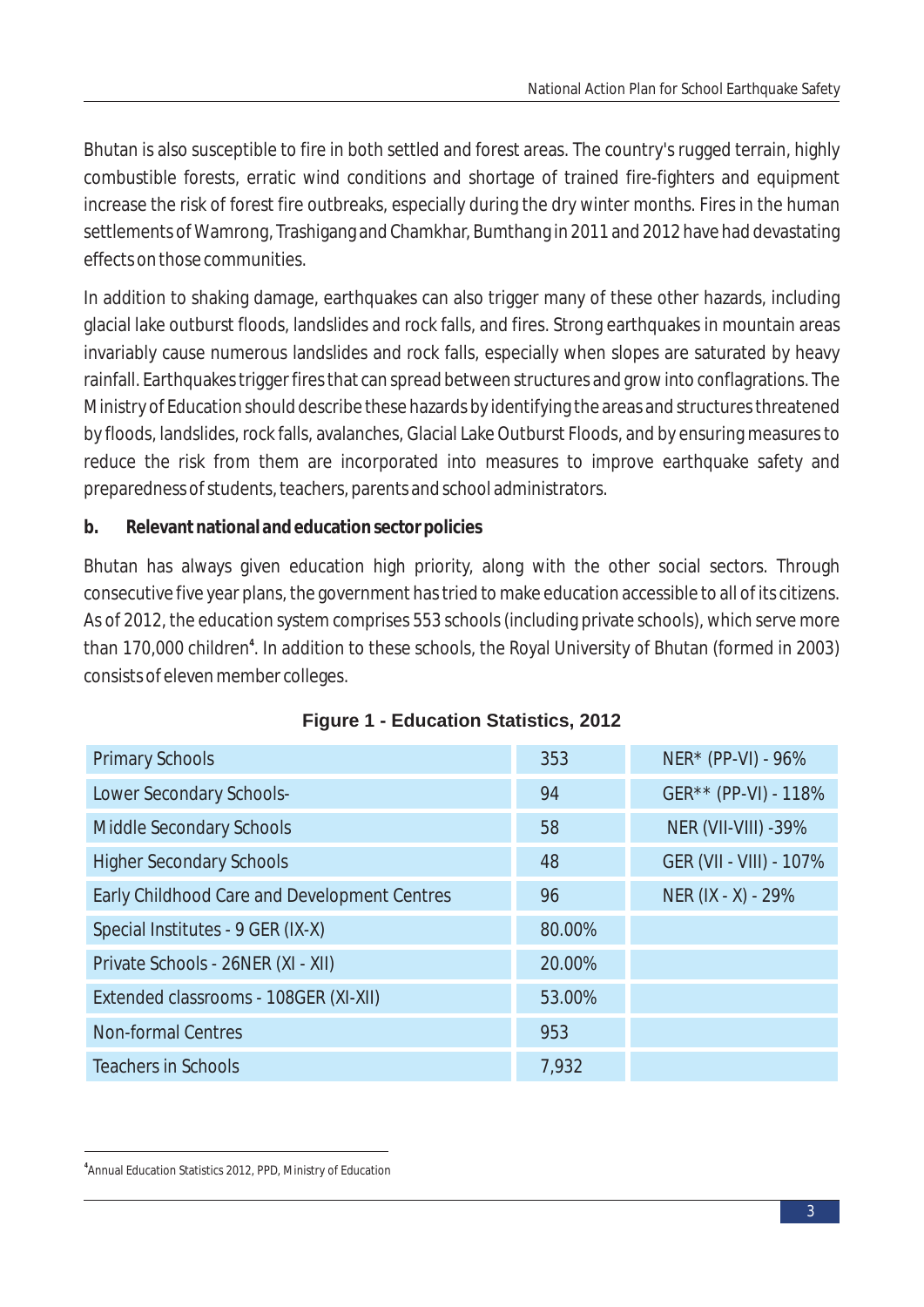Bhutan is also susceptible to fire in both settled and forest areas. The country's rugged terrain, highly combustible forests, erratic wind conditions and shortage of trained fire-fighters and equipment increase the risk of forest fire outbreaks, especially during the dry winter months. Fires in the human settlements of Wamrong, Trashigang and Chamkhar, Bumthang in 2011 and 2012 have had devastating effects on those communities.

In addition to shaking damage, earthquakes can also trigger many of these other hazards, including glacial lake outburst floods, landslides and rock falls, and fires. Strong earthquakes in mountain areas invariably cause numerous landslides and rock falls, especially when slopes are saturated by heavy rainfall. Earthquakes trigger fires that can spread between structures and grow into conflagrations. The Ministry of Education should describe these hazards by identifying the areas and structures threatened by floods, landslides, rock falls, avalanches, Glacial Lake Outburst Floods, and by ensuring measures to reduce the risk from them are incorporated into measures to improve earthquake safety and preparedness of students, teachers, parents and school administrators.

**b. Relevant national and education sector policies**

Bhutan has always given education high priority, along with the other social sectors. Through consecutive five year plans, the government has tried to make education accessible to all of its citizens. As of 2012, the education system comprises 553 schools (including private schools), which serve more than 170,000 children[4]. In addition to these schools, the Royal University of Bhutan (formed in 2003) consists of eleven member colleges.

**Figure 1 - Education Statistics, 2012**

| | | |
|---|---|---|
| Primary Schools | 353 | NER* (PP-VI) - 96% |
| Lower Secondary Schools- | 94 | GER** (PP-VI) - 118% |
| Middle Secondary Schools | 58 | NER (VII-VIII) -39% |
| Higher Secondary Schools | 48 | GER (VII - VIII) - 107% |
| Early Childhood Care and Development Centres | 96 | NER (IX - X) - 29% |
| Special Institutes - 9 GER (IX-X) | 80.00% | |
| Private Schools - 26NER (XI - XII) | 20.00% | |
| Extended classrooms - 108GER (XI-XII) | 53.00% | |
| Non-formal Centres | 953 | |
| Teachers in Schools | 7,932 | |

[4]Annual Education Statistics 2012, PPD, Ministry of Education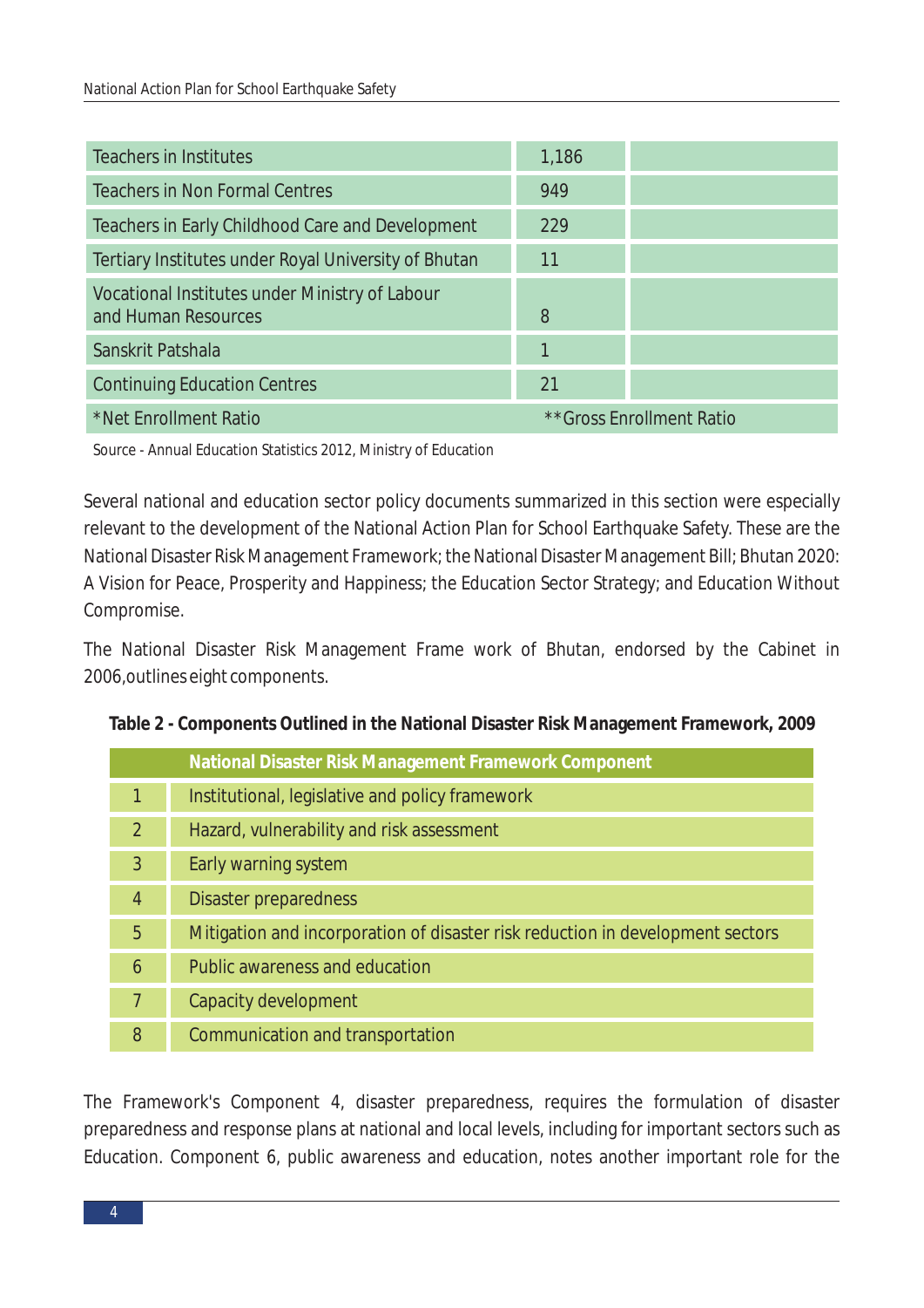| | | |
|---|---|---|
| Teachers in Institutes | 1,186 | |
| Teachers in Non Formal Centres | 949 | |
| Teachers in Early Childhood Care and Development | 229 | |
| Tertiary Institutes under Royal University of Bhutan | 11 | |
| Vocational Institutes under Ministry of Labour and Human Resources | 8 | |
| Sanskrit Patshala | 1 | |
| Continuing Education Centres | 21 | |
| *Net Enrollment Ratio | **Gross Enrollment Ratio | |

Source - Annual Education Statistics 2012, Ministry of Education

Several national and education sector policy documents summarized in this section were especially relevant to the development of the National Action Plan for School Earthquake Safety. These are the National Disaster Risk Management Framework; the National Disaster Management Bill; Bhutan 2020: A Vision for Peace, Prosperity and Happiness; the Education Sector Strategy; and Education Without Compromise.

The National Disaster Risk Management Frame work of Bhutan, endorsed by the Cabinet in 2006,outlines eight components.

**Table 2 - Components Outlined in the National Disaster Risk Management Framework, 2009**

| | National Disaster Risk Management Framework Component |
|---|---|
| 1 | Institutional, legislative and policy framework |
| 2 | Hazard, vulnerability and risk assessment |
| 3 | Early warning system |
| 4 | Disaster preparedness |
| 5 | Mitigation and incorporation of disaster risk reduction in development sectors |
| 6 | Public awareness and education |
| 7 | Capacity development |
| 8 | Communication and transportation |

The Framework's Component 4, disaster preparedness, requires the formulation of disaster preparedness and response plans at national and local levels, including for important sectors such as Education. Component 6, public awareness and education, notes another important role for the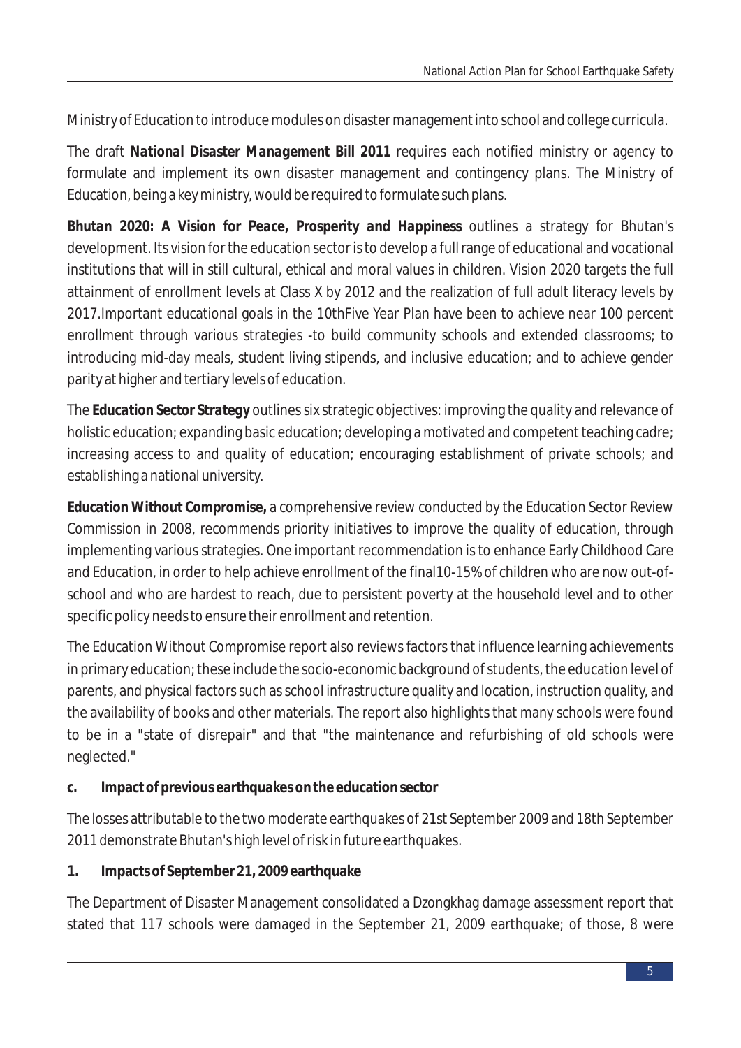Ministry of Education to introduce modules on disaster management into school and college curricula.

The draft **National Disaster Management Bill 2011** requires each notified ministry or agency to formulate and implement its own disaster management and contingency plans. The Ministry of Education, being a key ministry, would be required to formulate such plans.

***Bhutan 2020: A Vision for Peace, Prosperity and Happiness*** outlines a strategy for Bhutan's development. Its vision for the education sector is to develop a full range of educational and vocational institutions that will in still cultural, ethical and moral values in children. Vision 2020 targets the full attainment of enrollment levels at Class X by 2012 and the realization of full adult literacy levels by 2017.Important educational goals in the 10thFive Year Plan have been to achieve near 100 percent enrollment through various strategies -to build community schools and extended classrooms; to introducing mid-day meals, student living stipends, and inclusive education; and to achieve gender parity at higher and tertiary levels of education.

The **Education Sector Strategy** outlines six strategic objectives: improving the quality and relevance of holistic education; expanding basic education; developing a motivated and competent teaching cadre; increasing access to and quality of education; encouraging establishment of private schools; and establishing a national university.

***Education Without Compromise,*** a comprehensive review conducted by the Education Sector Review Commission in 2008, recommends priority initiatives to improve the quality of education, through implementing various strategies. One important recommendation is to enhance Early Childhood Care and Education, in order to help achieve enrollment of the final10-15% of children who are now out-of-school and who are hardest to reach, due to persistent poverty at the household level and to other specific policy needs to ensure their enrollment and retention.

The Education Without Compromise report also reviews factors that influence learning achievements in primary education; these include the socio-economic background of students, the education level of parents, and physical factors such as school infrastructure quality and location, instruction quality, and the availability of books and other materials. The report also highlights that many schools were found to be in a "state of disrepair" and that "the maintenance and refurbishing of old schools were neglected."

### c. Impact of previous earthquakes on the education sector

The losses attributable to the two moderate earthquakes of 21st September 2009 and 18th September 2011 demonstrate Bhutan's high level of risk in future earthquakes.

#### 1. Impacts of September 21, 2009 earthquake

The Department of Disaster Management consolidated a Dzongkhag damage assessment report that stated that 117 schools were damaged in the September 21, 2009 earthquake; of those, 8 were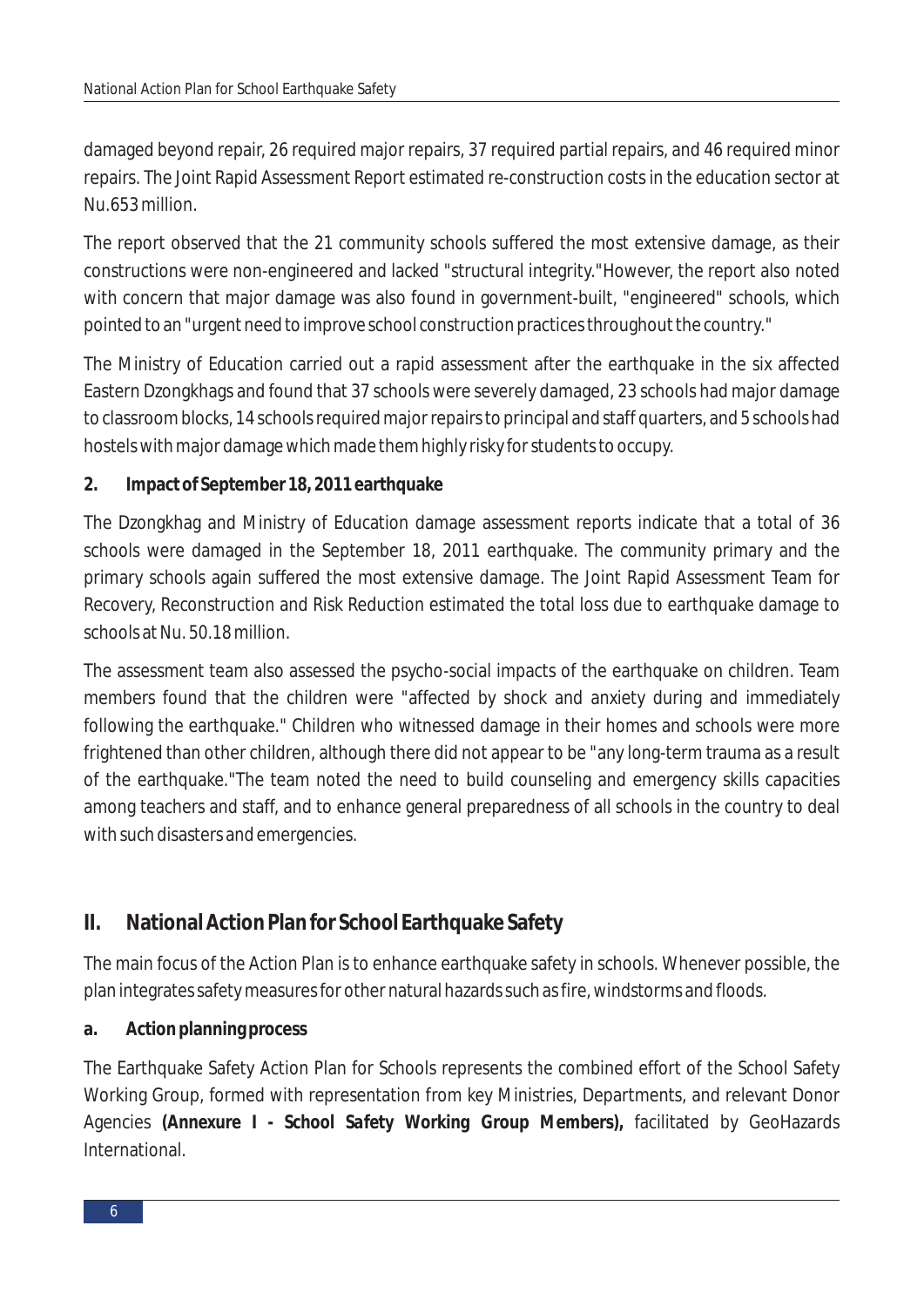damaged beyond repair, 26 required major repairs, 37 required partial repairs, and 46 required minor repairs. The Joint Rapid Assessment Report estimated re-construction costs in the education sector at Nu.653 million.

The report observed that the 21 community schools suffered the most extensive damage, as their constructions were non-engineered and lacked "structural integrity."However, the report also noted with concern that major damage was also found in government-built, "engineered" schools, which pointed to an "urgent need to improve school construction practices throughout the country."

The Ministry of Education carried out a rapid assessment after the earthquake in the six affected Eastern Dzongkhags and found that 37 schools were severely damaged, 23 schools had major damage to classroom blocks, 14 schools required major repairs to principal and staff quarters, and 5 schools had hostels with major damage which made them highly risky for students to occupy.

**2. Impact of September 18, 2011 earthquake**

The Dzongkhag and Ministry of Education damage assessment reports indicate that a total of 36 schools were damaged in the September 18, 2011 earthquake. The community primary and the primary schools again suffered the most extensive damage. The Joint Rapid Assessment Team for Recovery, Reconstruction and Risk Reduction estimated the total loss due to earthquake damage to schools at Nu. 50.18 million.

The assessment team also assessed the psycho-social impacts of the earthquake on children. Team members found that the children were "affected by shock and anxiety during and immediately following the earthquake." Children who witnessed damage in their homes and schools were more frightened than other children, although there did not appear to be "any long-term trauma as a result of the earthquake."The team noted the need to build counseling and emergency skills capacities among teachers and staff, and to enhance general preparedness of all schools in the country to deal with such disasters and emergencies.

## II. National Action Plan for School Earthquake Safety

The main focus of the Action Plan is to enhance earthquake safety in schools. Whenever possible, the plan integrates safety measures for other natural hazards such as fire, windstorms and floods.

**a. Action planning process**

The Earthquake Safety Action Plan for Schools represents the combined effort of the School Safety Working Group, formed with representation from key Ministries, Departments, and relevant Donor Agencies **(Annexure I - School Safety Working Group Members),** facilitated by GeoHazards International.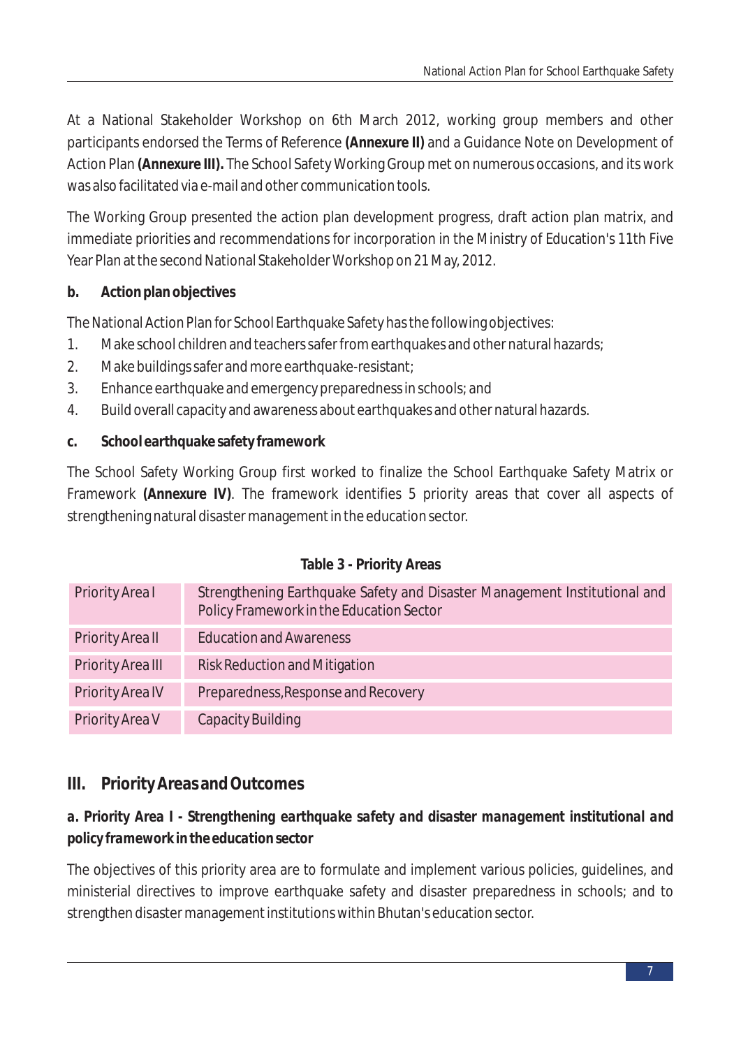At a National Stakeholder Workshop on 6th March 2012, working group members and other participants endorsed the Terms of Reference **(Annexure II)** and a Guidance Note on Development of Action Plan **(Annexure III).** The School Safety Working Group met on numerous occasions, and its work was also facilitated via e-mail and other communication tools.

The Working Group presented the action plan development progress, draft action plan matrix, and immediate priorities and recommendations for incorporation in the Ministry of Education's 11th Five Year Plan at the second National Stakeholder Workshop on 21 May, 2012.

### b. Action plan objectives

The National Action Plan for School Earthquake Safety has the following objectives:

1. Make school children and teachers safer from earthquakes and other natural hazards;
2. Make buildings safer and more earthquake-resistant;
3. Enhance earthquake and emergency preparedness in schools; and
4. Build overall capacity and awareness about earthquakes and other natural hazards.

### c. School earthquake safety framework

The School Safety Working Group first worked to finalize the School Earthquake Safety Matrix or Framework **(Annexure IV)**. The framework identifies 5 priority areas that cover all aspects of strengthening natural disaster management in the education sector.

**Table 3 - Priority Areas**

| | |
|---|---|
| Priority Area I | Strengthening Earthquake Safety and Disaster Management Institutional and Policy Framework in the Education Sector |
| Priority Area II | Education and Awareness |
| Priority Area III | Risk Reduction and Mitigation |
| Priority Area IV | Preparedness,Response and Recovery |
| Priority Area V | Capacity Building |

## III. Priority Areas and Outcomes

### a. Priority Area I - Strengthening earthquake safety and disaster management institutional and policy framework in the education sector

The objectives of this priority area are to formulate and implement various policies, guidelines, and ministerial directives to improve earthquake safety and disaster preparedness in schools; and to strengthen disaster management institutions within Bhutan's education sector.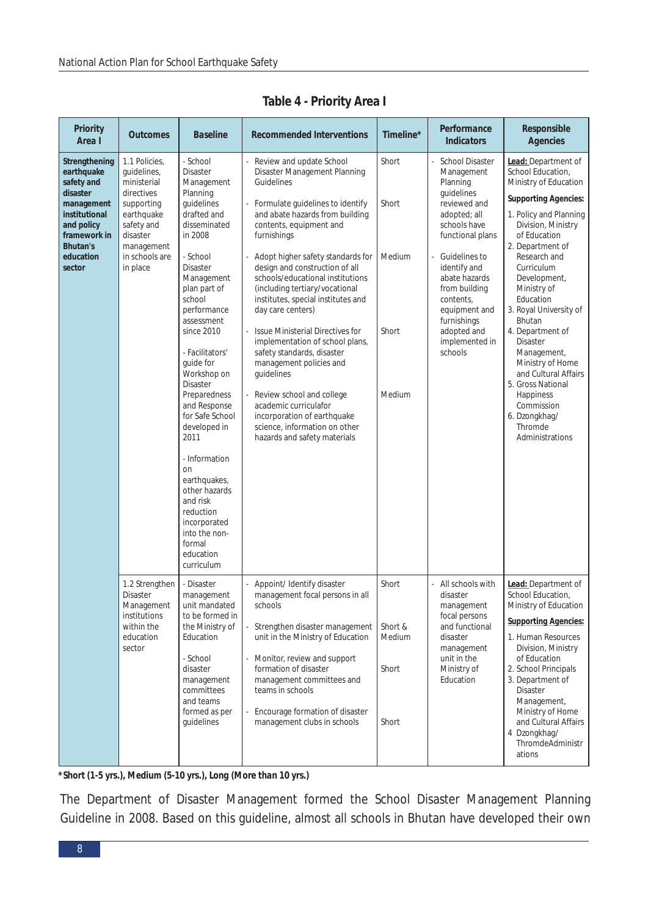## Table 4 - Priority Area I

| Priority Area I | Outcomes | Baseline | Recommended Interventions | Timeline* | Performance Indicators | Responsible Agencies |
|---|---|---|---|---|---|---|
| **Strengthening earthquake safety and disaster management institutional and policy framework in Bhutan's education sector** | 1.1 Policies, guidelines, ministerial directives supporting earthquake safety and disaster management in schools are in place | - School Disaster Management Planning guidelines drafted and disseminated in 2008<br><br>- School Disaster Management plan part of school performance assessment since 2010<br><br>- Facilitators' guide for Workshop on Disaster Preparedness and Response for Safe School developed in 2011<br><br>- Information on earthquakes, other hazards and risk reduction incorporated into the non-formal education curriculum | - Review and update School Disaster Management Planning Guidelines<br><br>- Formulate guidelines to identify and abate hazards from building contents, equipment and furnishings<br><br>- Adopt higher safety standards for design and construction of all schools/educational institutions (including tertiary/vocational institutes, special institutes and day care centers)<br><br>- Issue Ministerial Directives for implementation of school plans, safety standards, disaster management policies and guidelines<br><br>- Review school and college academic curriculafor incorporation of earthquake science, information on other hazards and safety materials | Short<br><br>Short<br><br>Medium<br><br>Short<br><br>Medium | - School Disaster Management Planning guidelines reviewed and adopted; all schools have functional plans<br><br>- Guidelines to identify and abate hazards from building contents, equipment and furnishings adopted and implemented in schools | **Lead:** Department of School Education, Ministry of Education<br><br>**Supporting Agencies:**<br>1. Policy and Planning Division, Ministry of Education<br>2. Department of Research and Curriculum Development, Ministry of Education<br>3. Royal University of Bhutan<br>4. Department of Disaster Management, Ministry of Home and Cultural Affairs<br>5. Gross National Happiness Commission<br>6. Dzongkhag/ Thromde Administrations |
| | 1.2 Strengthen Disaster Management institutions within the education sector | - Disaster management unit mandated to be formed in the Ministry of Education<br><br>- School disaster management committees and teams formed as per guidelines | - Appoint/ Identify disaster management focal persons in all schools<br><br>- Strengthen disaster management unit in the Ministry of Education<br><br>- Monitor, review and support formation of disaster management committees and teams in schools<br><br>- Encourage formation of disaster management clubs in schools | Short<br><br>Short & Medium<br><br>Short<br><br>Short | - All schools with disaster management focal persons and functional disaster management unit in the Ministry of Education | **Lead:** Department of School Education, Ministry of Education<br><br>**Supporting Agencies:**<br>1. Human Resources Division, Ministry of Education<br>2. School Principals<br>3. Department of Disaster Management, Ministry of Home and Cultural Affairs<br>4 Dzongkhag/ ThromdeAdministrations |

**\*Short (1-5 yrs.), Medium (5-10 yrs.), Long (More than 10 yrs.)**

The Department of Disaster Management formed the School Disaster Management Planning Guideline in 2008. Based on this guideline, almost all schools in Bhutan have developed their own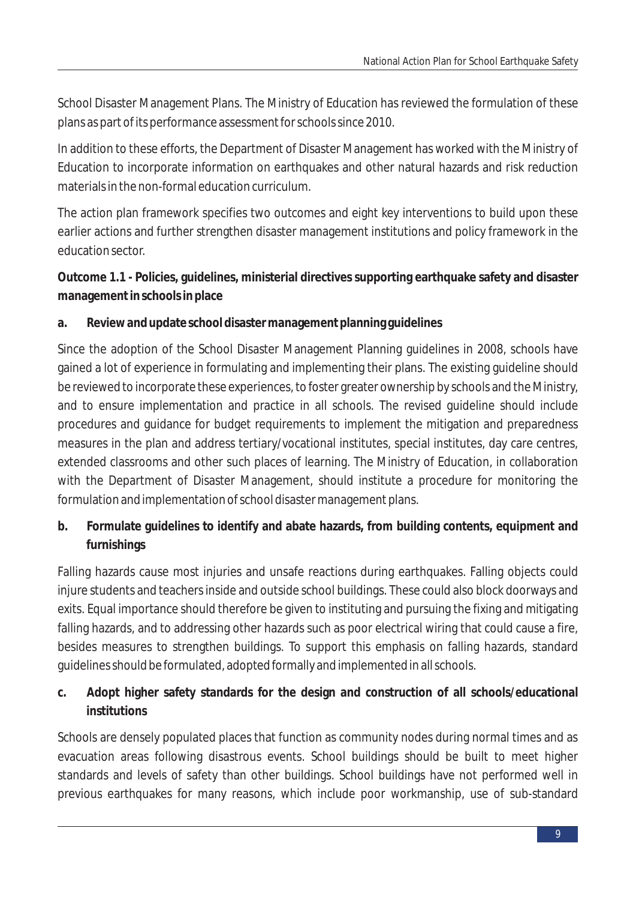School Disaster Management Plans. The Ministry of Education has reviewed the formulation of these plans as part of its performance assessment for schools since 2010.

In addition to these efforts, the Department of Disaster Management has worked with the Ministry of Education to incorporate information on earthquakes and other natural hazards and risk reduction materials in the non-formal education curriculum.

The action plan framework specifies two outcomes and eight key interventions to build upon these earlier actions and further strengthen disaster management institutions and policy framework in the education sector.

**Outcome 1.1 - Policies, guidelines, ministerial directives supporting earthquake safety and disaster management in schools in place**

**a. Review and update school disaster management planning guidelines**

Since the adoption of the School Disaster Management Planning guidelines in 2008, schools have gained a lot of experience in formulating and implementing their plans. The existing guideline should be reviewed to incorporate these experiences, to foster greater ownership by schools and the Ministry, and to ensure implementation and practice in all schools. The revised guideline should include procedures and guidance for budget requirements to implement the mitigation and preparedness measures in the plan and address tertiary/vocational institutes, special institutes, day care centres, extended classrooms and other such places of learning. The Ministry of Education, in collaboration with the Department of Disaster Management, should institute a procedure for monitoring the formulation and implementation of school disaster management plans.

**b. Formulate guidelines to identify and abate hazards, from building contents, equipment and furnishings**

Falling hazards cause most injuries and unsafe reactions during earthquakes. Falling objects could injure students and teachers inside and outside school buildings. These could also block doorways and exits. Equal importance should therefore be given to instituting and pursuing the fixing and mitigating falling hazards, and to addressing other hazards such as poor electrical wiring that could cause a fire, besides measures to strengthen buildings. To support this emphasis on falling hazards, standard guidelines should be formulated, adopted formally and implemented in all schools.

**c. Adopt higher safety standards for the design and construction of all schools/educational institutions**

Schools are densely populated places that function as community nodes during normal times and as evacuation areas following disastrous events. School buildings should be built to meet higher standards and levels of safety than other buildings. School buildings have not performed well in previous earthquakes for many reasons, which include poor workmanship, use of sub-standard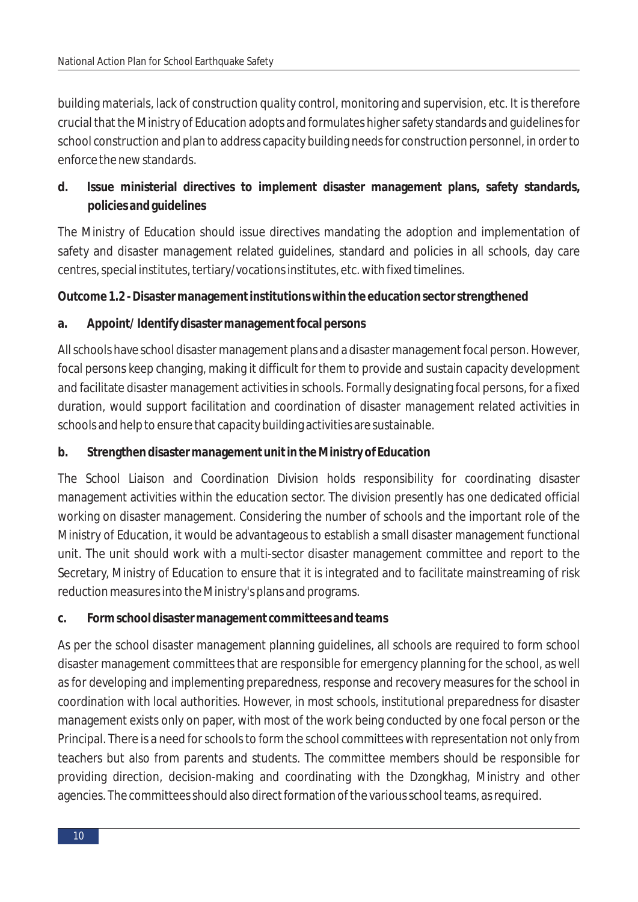building materials, lack of construction quality control, monitoring and supervision, etc. It is therefore crucial that the Ministry of Education adopts and formulates higher safety standards and guidelines for school construction and plan to address capacity building needs for construction personnel, in order to enforce the new standards.

**d. Issue ministerial directives to implement disaster management plans, safety standards, policies and guidelines**

The Ministry of Education should issue directives mandating the adoption and implementation of safety and disaster management related guidelines, standard and policies in all schools, day care centres, special institutes, tertiary/vocations institutes, etc. with fixed timelines.

**Outcome 1.2 - Disaster management institutions within the education sector strengthened**

**a. Appoint/ Identify disaster management focal persons**

All schools have school disaster management plans and a disaster management focal person. However, focal persons keep changing, making it difficult for them to provide and sustain capacity development and facilitate disaster management activities in schools. Formally designating focal persons, for a fixed duration, would support facilitation and coordination of disaster management related activities in schools and help to ensure that capacity building activities are sustainable.

**b. Strengthen disaster management unit in the Ministry of Education**

The School Liaison and Coordination Division holds responsibility for coordinating disaster management activities within the education sector. The division presently has one dedicated official working on disaster management. Considering the number of schools and the important role of the Ministry of Education, it would be advantageous to establish a small disaster management functional unit. The unit should work with a multi-sector disaster management committee and report to the Secretary, Ministry of Education to ensure that it is integrated and to facilitate mainstreaming of risk reduction measures into the Ministry's plans and programs.

**c. Form school disaster management committees and teams**

As per the school disaster management planning guidelines, all schools are required to form school disaster management committees that are responsible for emergency planning for the school, as well as for developing and implementing preparedness, response and recovery measures for the school in coordination with local authorities. However, in most schools, institutional preparedness for disaster management exists only on paper, with most of the work being conducted by one focal person or the Principal. There is a need for schools to form the school committees with representation not only from teachers but also from parents and students. The committee members should be responsible for providing direction, decision-making and coordinating with the Dzongkhag, Ministry and other agencies. The committees should also direct formation of the various school teams, as required.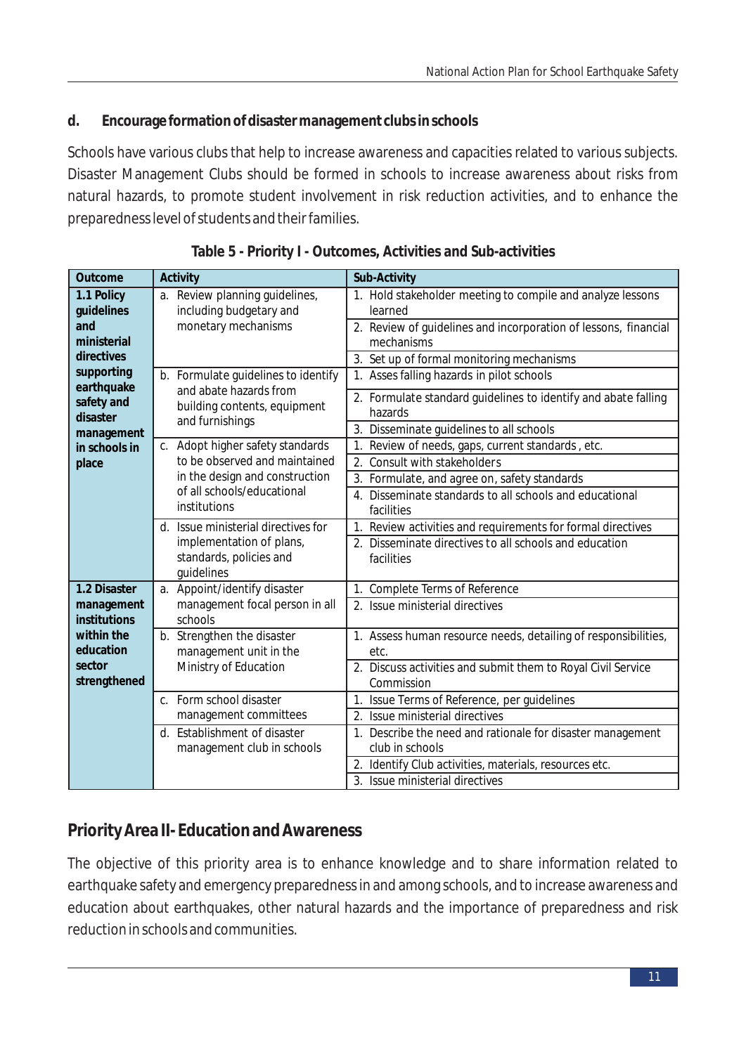### d. Encourage formation of disaster management clubs in schools

Schools have various clubs that help to increase awareness and capacities related to various subjects. Disaster Management Clubs should be formed in schools to increase awareness about risks from natural hazards, to promote student involvement in risk reduction activities, and to enhance the preparedness level of students and their families.

**Table 5 - Priority I - Outcomes, Activities and Sub-activities**

| Outcome | Activity | Sub-Activity |
|---|---|---|
| **1.1 Policy guidelines and ministerial directives supporting earthquake safety and disaster management in schools in place** | a. Review planning guidelines, including budgetary and monetary mechanisms | 1. Hold stakeholder meeting to compile and analyze lessons learned |
| | | 2. Review of guidelines and incorporation of lessons, financial mechanisms |
| | | 3. Set up of formal monitoring mechanisms |
| | b. Formulate guidelines to identify and abate hazards from building contents, equipment and furnishings | 1. Asses falling hazards in pilot schools |
| | | 2. Formulate standard guidelines to identify and abate falling hazards |
| | | 3. Disseminate guidelines to all schools |
| | c. Adopt higher safety standards to be observed and maintained in the design and construction of all schools/educational institutions | 1. Review of needs, gaps, current standards , etc. |
| | | 2. Consult with stakeholders |
| | | 3. Formulate, and agree on, safety standards |
| | | 4. Disseminate standards to all schools and educational facilities |
| | d. Issue ministerial directives for implementation of plans, standards, policies and guidelines | 1. Review activities and requirements for formal directives |
| | | 2. Disseminate directives to all schools and education facilities |
| **1.2 Disaster management institutions within the education sector strengthened** | a. Appoint/identify disaster management focal person in all schools | 1. Complete Terms of Reference |
| | | 2. Issue ministerial directives |
| | b. Strengthen the disaster management unit in the Ministry of Education | 1. Assess human resource needs, detailing of responsibilities, etc. |
| | | 2. Discuss activities and submit them to Royal Civil Service Commission |
| | c. Form school disaster management committees | 1. Issue Terms of Reference, per guidelines |
| | | 2. Issue ministerial directives |
| | d. Establishment of disaster management club in schools | 1. Describe the need and rationale for disaster management club in schools |
| | | 2. Identify Club activities, materials, resources etc. |
| | | 3. Issue ministerial directives |

## Priority Area II- Education and Awareness

The objective of this priority area is to enhance knowledge and to share information related to earthquake safety and emergency preparedness in and among schools, and to increase awareness and education about earthquakes, other natural hazards and the importance of preparedness and risk reduction in schools and communities.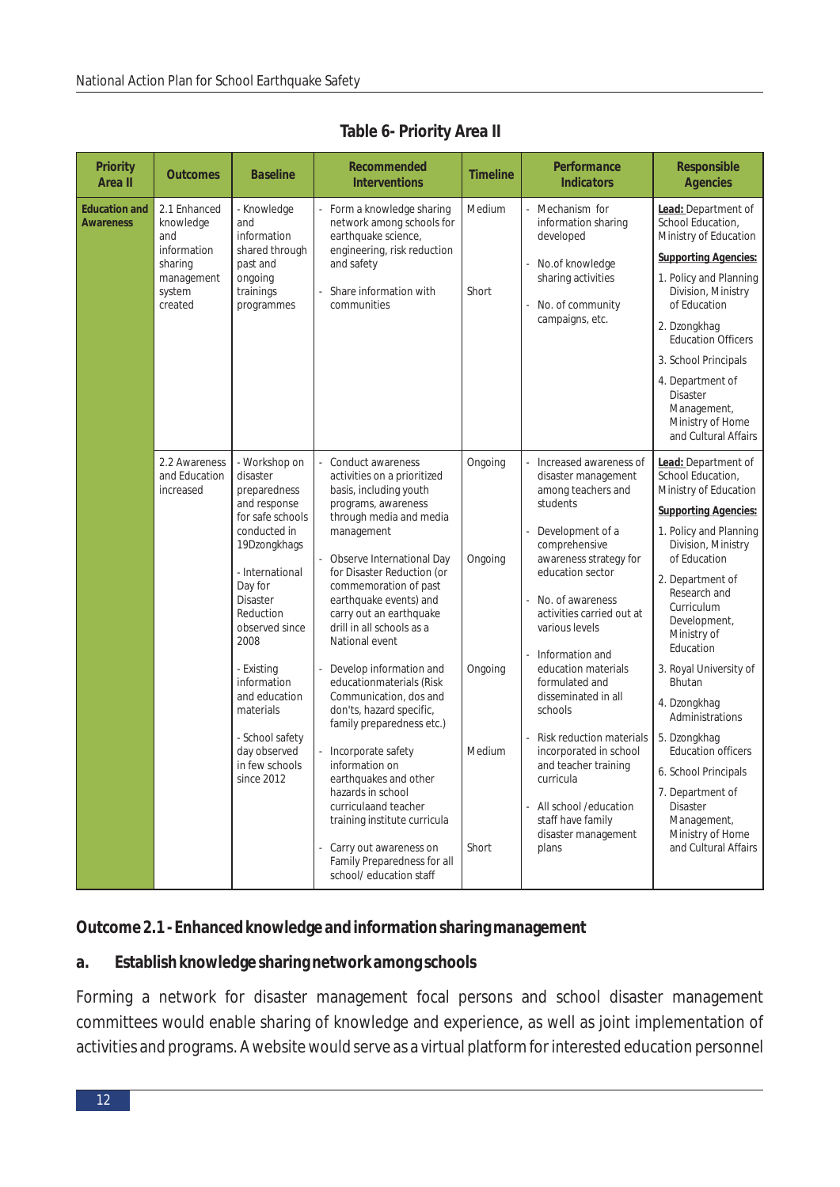**Table 6- Priority Area II**

| Priority Area II | Outcomes | Baseline | Recommended Interventions | Timeline | Performance Indicators | Responsible Agencies |
|---|---|---|---|---|---|---|
| **Education and Awareness** | 2.1 Enhanced knowledge and information sharing management system created | - Knowledge and information shared through past and ongoing trainings programmes | - Form a knowledge sharing network among schools for earthquake science, engineering, risk reduction and safety<br>- Share information with communities | Medium<br><br>Short | - Mechanism for information sharing developed<br>- No.of knowledge sharing activities<br>- No. of community campaigns, etc. | **Lead:** Department of School Education, Ministry of Education<br>**Supporting Agencies:**<br>1. Policy and Planning Division, Ministry of Education<br>2. Dzongkhag Education Officers<br>3. School Principals<br>4. Department of Disaster Management, Ministry of Home and Cultural Affairs |
| | 2.2 Awareness and Education increased | - Workshop on disaster preparedness and response for safe schools conducted in 19Dzongkhags<br>- International Day for Disaster Reduction observed since 2008<br>- Existing information and education materials<br>- School safety day observed in few schools since 2012 | - Conduct awareness activities on a prioritized basis, including youth programs, awareness through media and media management<br>- Observe International Day for Disaster Reduction (or commemoration of past earthquake events) and carry out an earthquake drill in all schools as a National event<br>- Develop information and educationmaterials (Risk Communication, dos and don'ts, hazard specific, family preparedness etc.)<br>- Incorporate safety information on earthquakes and other hazards in school curriculaand teacher training institute curricula<br>- Carry out awareness on Family Preparedness for all school/ education staff | Ongoing<br><br>Ongoing<br><br>Ongoing<br><br>Medium<br><br>Short | - Increased awareness of disaster management among teachers and students<br>- Development of a comprehensive awareness strategy for education sector<br>- No. of awareness activities carried out at various levels<br>- Information and education materials formulated and disseminated in all schools<br>- Risk reduction materials incorporated in school and teacher training curricula<br>- All school /education staff have family disaster management plans | **Lead:** Department of School Education, Ministry of Education<br>**Supporting Agencies:**<br>1. Policy and Planning Division, Ministry of Education<br>2. Department of Research and Curriculum Development, Ministry of Education<br>3. Royal University of Bhutan<br>4. Dzongkhag Administrations<br>5. Dzongkhag Education officers<br>6. School Principals<br>7. Department of Disaster Management, Ministry of Home and Cultural Affairs |

### Outcome 2.1 - Enhanced knowledge and information sharing management

#### a. Establish knowledge sharing network among schools

Forming a network for disaster management focal persons and school disaster management committees would enable sharing of knowledge and experience, as well as joint implementation of activities and programs. A website would serve as a virtual platform for interested education personnel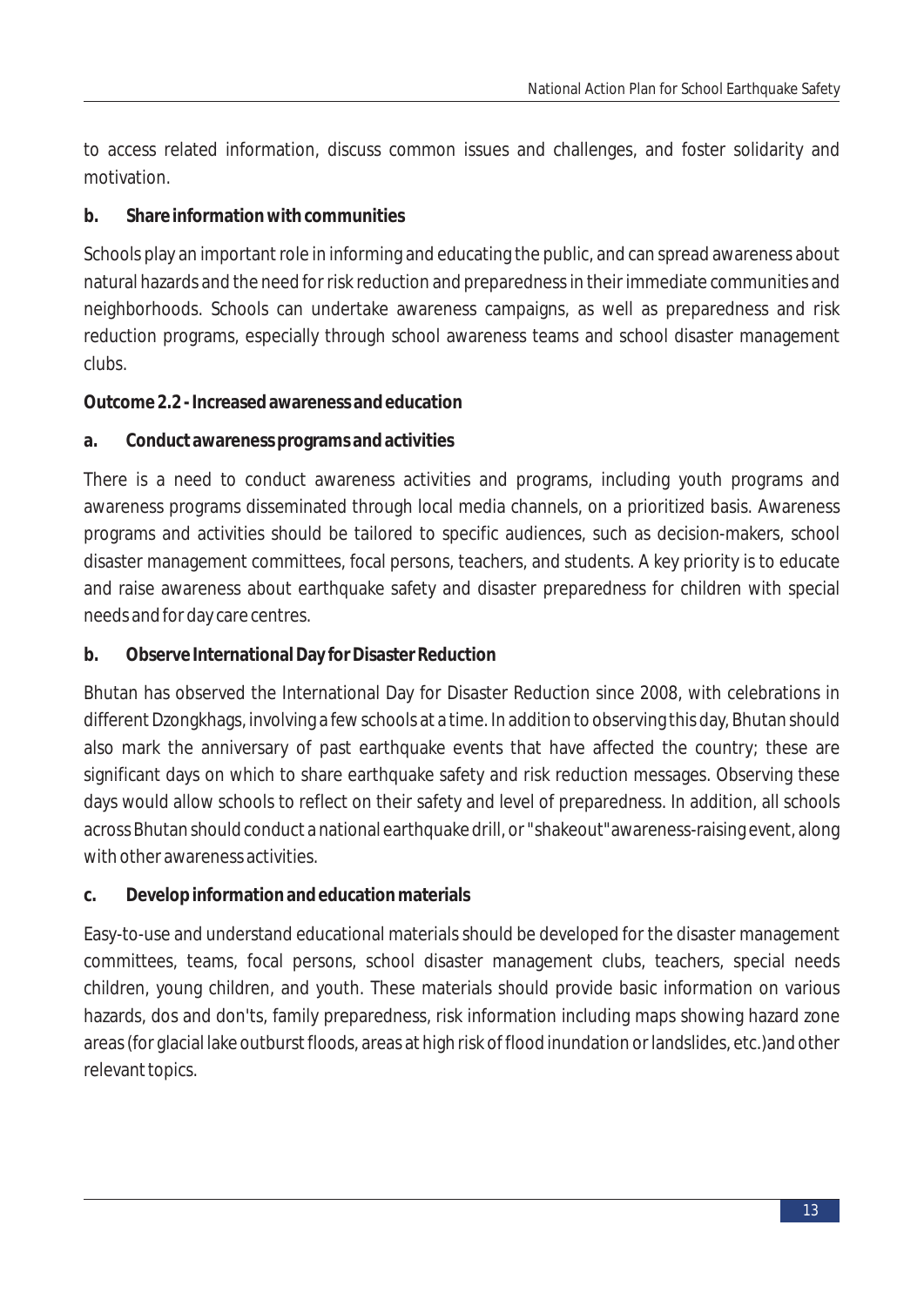to access related information, discuss common issues and challenges, and foster solidarity and motivation.

**b. Share information with communities**

Schools play an important role in informing and educating the public, and can spread awareness about natural hazards and the need for risk reduction and preparedness in their immediate communities and neighborhoods. Schools can undertake awareness campaigns, as well as preparedness and risk reduction programs, especially through school awareness teams and school disaster management clubs.

**Outcome 2.2 - Increased awareness and education**

**a. Conduct awareness programs and activities**

There is a need to conduct awareness activities and programs, including youth programs and awareness programs disseminated through local media channels, on a prioritized basis. Awareness programs and activities should be tailored to specific audiences, such as decision-makers, school disaster management committees, focal persons, teachers, and students. A key priority is to educate and raise awareness about earthquake safety and disaster preparedness for children with special needs and for day care centres.

**b. Observe International Day for Disaster Reduction**

Bhutan has observed the International Day for Disaster Reduction since 2008, with celebrations in different Dzongkhags, involving a few schools at a time. In addition to observing this day, Bhutan should also mark the anniversary of past earthquake events that have affected the country; these are significant days on which to share earthquake safety and risk reduction messages. Observing these days would allow schools to reflect on their safety and level of preparedness. In addition, all schools across Bhutan should conduct a national earthquake drill, or "shakeout" awareness-raising event, along with other awareness activities.

**c. Develop information and education materials**

Easy-to-use and understand educational materials should be developed for the disaster management committees, teams, focal persons, school disaster management clubs, teachers, special needs children, young children, and youth. These materials should provide basic information on various hazards, dos and don'ts, family preparedness, risk information including maps showing hazard zone areas (for glacial lake outburst floods, areas at high risk of flood inundation or landslides, etc.) and other relevant topics.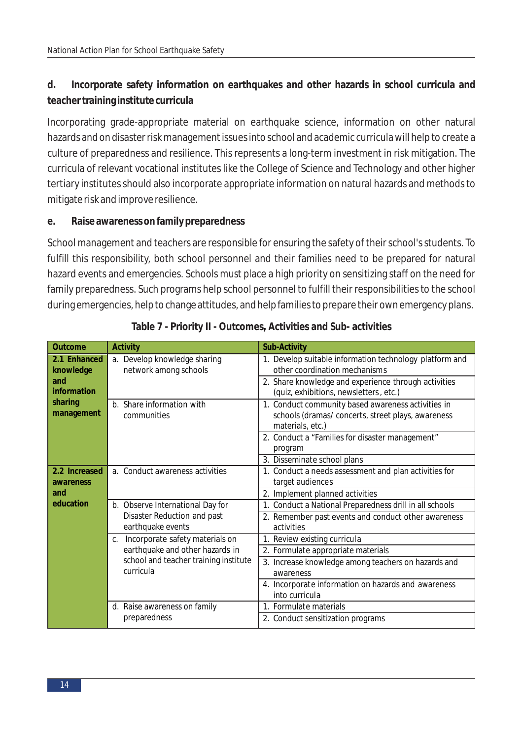**d. Incorporate safety information on earthquakes and other hazards in school curricula and teacher training institute curricula**

Incorporating grade-appropriate material on earthquake science, information on other natural hazards and on disaster risk management issues into school and academic curricula will help to create a culture of preparedness and resilience. This represents a long-term investment in risk mitigation. The curricula of relevant vocational institutes like the College of Science and Technology and other higher tertiary institutes should also incorporate appropriate information on natural hazards and methods to mitigate risk and improve resilience.

**e. Raise awareness on family preparedness**

School management and teachers are responsible for ensuring the safety of their school's students. To fulfill this responsibility, both school personnel and their families need to be prepared for natural hazard events and emergencies. Schools must place a high priority on sensitizing staff on the need for family preparedness. Such programs help school personnel to fulfill their responsibilities to the school during emergencies, help to change attitudes, and help families to prepare their own emergency plans.

**Table 7 - Priority II - Outcomes, Activities and Sub- activities**

| Outcome | Activity | Sub-Activity |
|---|---|---|
| **2.1 Enhanced knowledge and information sharing management** | a. Develop knowledge sharing network among schools | 1. Develop suitable information technology platform and other coordination mechanisms |
| | | 2. Share knowledge and experience through activities (quiz, exhibitions, newsletters, etc.) |
| | b. Share information with communities | 1. Conduct community based awareness activities in schools (dramas/ concerts, street plays, awareness materials, etc.) |
| | | 2. Conduct a "Families for disaster management" program |
| | | 3. Disseminate school plans |
| **2.2 Increased awareness and education** | a. Conduct awareness activities | 1. Conduct a needs assessment and plan activities for target audiences |
| | | 2. Implement planned activities |
| | b. Observe International Day for Disaster Reduction and past earthquake events | 1. Conduct a National Preparedness drill in all schools |
| | | 2. Remember past events and conduct other awareness activities |
| | c. Incorporate safety materials on earthquake and other hazards in school and teacher training institute curricula | 1. Review existing curricula |
| | | 2. Formulate appropriate materials |
| | | 3. Increase knowledge among teachers on hazards and awareness |
| | | 4. Incorporate information on hazards and awareness into curricula |
| | d. Raise awareness on family preparedness | 1. Formulate materials |
| | | 2. Conduct sensitization programs |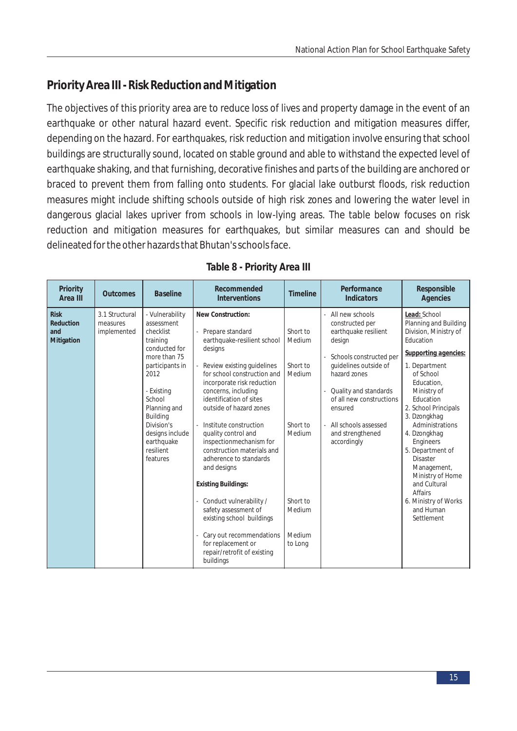## Priority Area III - Risk Reduction and Mitigation

The objectives of this priority area are to reduce loss of lives and property damage in the event of an earthquake or other natural hazard event. Specific risk reduction and mitigation measures differ, depending on the hazard. For earthquakes, risk reduction and mitigation involve ensuring that school buildings are structurally sound, located on stable ground and able to withstand the expected level of earthquake shaking, and that furnishing, decorative finishes and parts of the building are anchored or braced to prevent them from falling onto students. For glacial lake outburst floods, risk reduction measures might include shifting schools outside of high risk zones and lowering the water level in dangerous glacial lakes upriver from schools in low-lying areas. The table below focuses on risk reduction and mitigation measures for earthquakes, but similar measures can and should be delineated for the other hazards that Bhutan's schools face.

**Table 8 - Priority Area III**

| Priority Area III | Outcomes | Baseline | Recommended Interventions | Timeline | Performance Indicators | Responsible Agencies |
|---|---|---|---|---|---|---|
| **Risk Reduction and Mitigation** | 3.1 Structural measures implemented | - Vulnerability assessment checklist training conducted for more than 75 participants in 2012<br><br>- Existing School Planning and Building Division's designs include earthquake resilient features | **New Construction:**<br><br>- Prepare standard earthquake-resilient school designs<br><br>- Review existing guidelines for school construction and incorporate risk reduction concerns, including identification of sites outside of hazard zones<br><br>- Institute construction quality control and inspectionmechanism for construction materials and adherence to standards and designs<br><br>**Existing Buildings:**<br><br>- Conduct vulnerability / safety assessment of existing school buildings<br><br>- Cary out recommendations for replacement or repair/retrofit of existing buildings | <br><br>Short to Medium<br><br>Short to Medium<br><br><br><br>Short to Medium<br><br><br><br>Short to Medium<br><br>Medium to Long | - All new schools constructed per earthquake resilient design<br><br>- Schools constructed per guidelines outside of hazard zones<br><br>- Quality and standards of all new constructions ensured<br><br>- All schools assessed and strengthened accordingly | **Lead:** School Planning and Building Division, Ministry of Education<br><br>**Supporting agencies:**<br>1. Department of School Education, Ministry of Education<br>2. School Principals<br>3. Dzongkhag Administrations<br>4. Dzongkhag Engineers<br>5. Department of Disaster Management, Ministry of Home and Cultural Affairs<br>6. Ministry of Works and Human Settlement |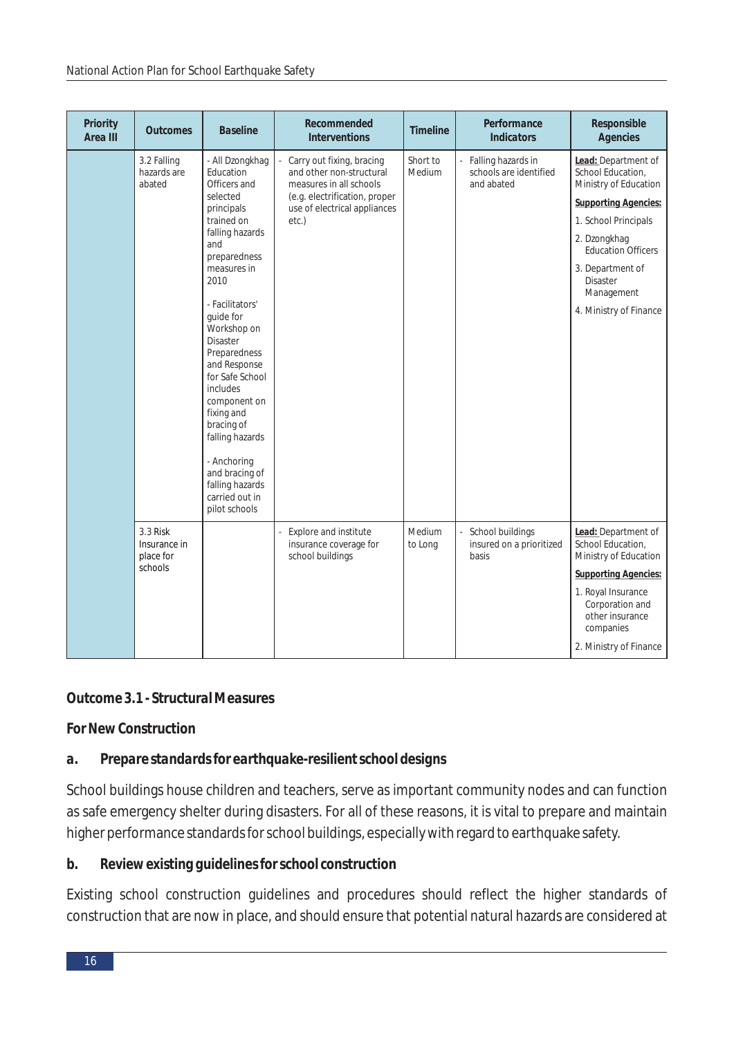| Priority Area III | Outcomes | Baseline | Recommended Interventions | Timeline | Performance Indicators | Responsible Agencies |
|---|---|---|---|---|---|---|
| | 3.2 Falling hazards are abated | - All Dzongkhag Education Officers and selected principals trained on falling hazards and preparedness measures in 2010<br><br>- Facilitators' guide for Workshop on Disaster Preparedness and Response for Safe School includes component on fixing and bracing of falling hazards<br><br>- Anchoring and bracing of falling hazards carried out in pilot schools | - Carry out fixing, bracing and other non-structural measures in all schools (e.g. electrification, proper use of electrical appliances etc.) | Short to Medium | - Falling hazards in schools are identified and abated | **Lead:** Department of School Education, Ministry of Education<br><br>**Supporting Agencies:**<br>1. School Principals<br>2. Dzongkhag Education Officers<br>3. Department of Disaster Management<br>4. Ministry of Finance |
| | 3.3 Risk Insurance in place for schools | | - Explore and institute insurance coverage for school buildings | Medium to Long | - School buildings insured on a prioritized basis | **Lead:** Department of School Education, Ministry of Education<br><br>**Supporting Agencies:**<br>1. Royal Insurance Corporation and other insurance companies<br>2. Ministry of Finance |

**Outcome 3.1 - Structural Measures**

**For New Construction**

**a. Prepare standards for earthquake-resilient school designs**

School buildings house children and teachers, serve as important community nodes and can function as safe emergency shelter during disasters. For all of these reasons, it is vital to prepare and maintain higher performance standards for school buildings, especially with regard to earthquake safety.

**b. Review existing guidelines for school construction**

Existing school construction guidelines and procedures should reflect the higher standards of construction that are now in place, and should ensure that potential natural hazards are considered at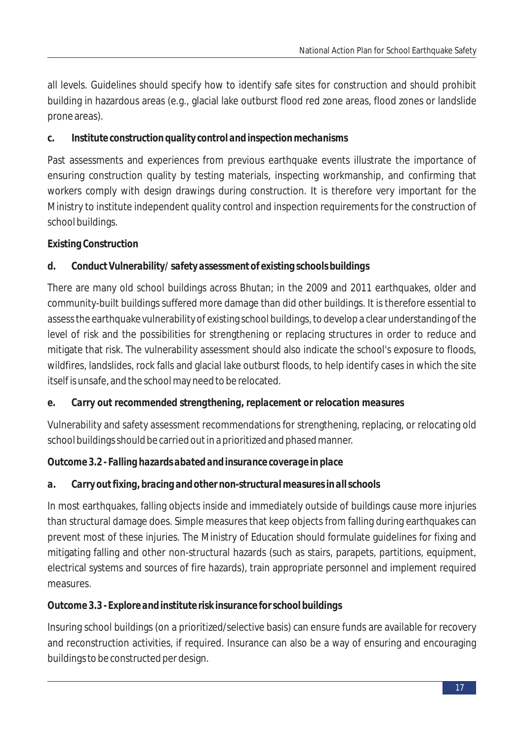all levels. Guidelines should specify how to identify safe sites for construction and should prohibit building in hazardous areas (e.g., glacial lake outburst flood red zone areas, flood zones or landslide prone areas).

**c. Institute construction quality control and inspection mechanisms**

Past assessments and experiences from previous earthquake events illustrate the importance of ensuring construction quality by testing materials, inspecting workmanship, and confirming that workers comply with design drawings during construction. It is therefore very important for the Ministry to institute independent quality control and inspection requirements for the construction of school buildings.

**Existing Construction**

**d. Conduct Vulnerability/ safety assessment of existing schools buildings**

There are many old school buildings across Bhutan; in the 2009 and 2011 earthquakes, older and community-built buildings suffered more damage than did other buildings. It is therefore essential to assess the earthquake vulnerability of existing school buildings, to develop a clear understanding of the level of risk and the possibilities for strengthening or replacing structures in order to reduce and mitigate that risk. The vulnerability assessment should also indicate the school's exposure to floods, wildfires, landslides, rock falls and glacial lake outburst floods, to help identify cases in which the site itself is unsafe, and the school may need to be relocated.

**e. Carry out recommended strengthening, replacement or relocation measures**

Vulnerability and safety assessment recommendations for strengthening, replacing, or relocating old school buildings should be carried out in a prioritized and phased manner.

**Outcome 3.2 - Falling hazards abated and insurance coverage in place**

**a. Carry out fixing, bracing and other non-structural measures in all schools**

In most earthquakes, falling objects inside and immediately outside of buildings cause more injuries than structural damage does. Simple measures that keep objects from falling during earthquakes can prevent most of these injuries. The Ministry of Education should formulate guidelines for fixing and mitigating falling and other non-structural hazards (such as stairs, parapets, partitions, equipment, electrical systems and sources of fire hazards), train appropriate personnel and implement required measures.

**Outcome 3.3 - Explore and institute risk insurance for school buildings**

Insuring school buildings (on a prioritized/selective basis) can ensure funds are available for recovery and reconstruction activities, if required. Insurance can also be a way of ensuring and encouraging buildings to be constructed per design.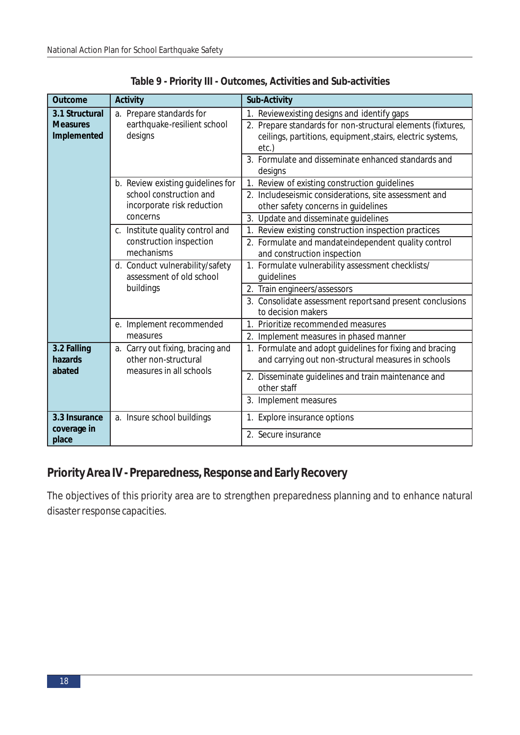**Table 9 - Priority III - Outcomes, Activities and Sub-activities**

| Outcome | Activity | Sub-Activity |
|---|---|---|
| **3.1 Structural Measures Implemented** | a. Prepare standards for earthquake-resilient school designs | 1. Reviewexisting designs and identify gaps |
| | | 2. Prepare standards for non-structural elements (fixtures, ceilings, partitions, equipment,stairs, electric systems, etc.) |
| | | 3. Formulate and disseminate enhanced standards and designs |
| | b. Review existing guidelines for school construction and incorporate risk reduction concerns | 1. Review of existing construction guidelines |
| | | 2. Includeseismic considerations, site assessment and other safety concerns in guidelines |
| | | 3. Update and disseminate guidelines |
| | c. Institute quality control and construction inspection mechanisms | 1. Review existing construction inspection practices |
| | | 2. Formulate and mandateindependent quality control and construction inspection |
| | d. Conduct vulnerability/safety assessment of old school buildings | 1. Formulate vulnerability assessment checklists/ guidelines |
| | | 2. Train engineers/assessors |
| | | 3. Consolidate assessment reportsand present conclusions to decision makers |
| | e. Implement recommended measures | 1. Prioritize recommended measures |
| | | 2. Implement measures in phased manner |
| **3.2 Falling hazards abated** | a. Carry out fixing, bracing and other non-structural measures in all schools | 1. Formulate and adopt guidelines for fixing and bracing and carrying out non-structural measures in schools |
| | | 2. Disseminate guidelines and train maintenance and other staff |
| | | 3. Implement measures |
| **3.3 Insurance coverage in place** | a. Insure school buildings | 1. Explore insurance options |
| | | 2. Secure insurance |

## Priority Area IV - Preparedness, Response and Early Recovery

The objectives of this priority area are to strengthen preparedness planning and to enhance natural disaster response capacities.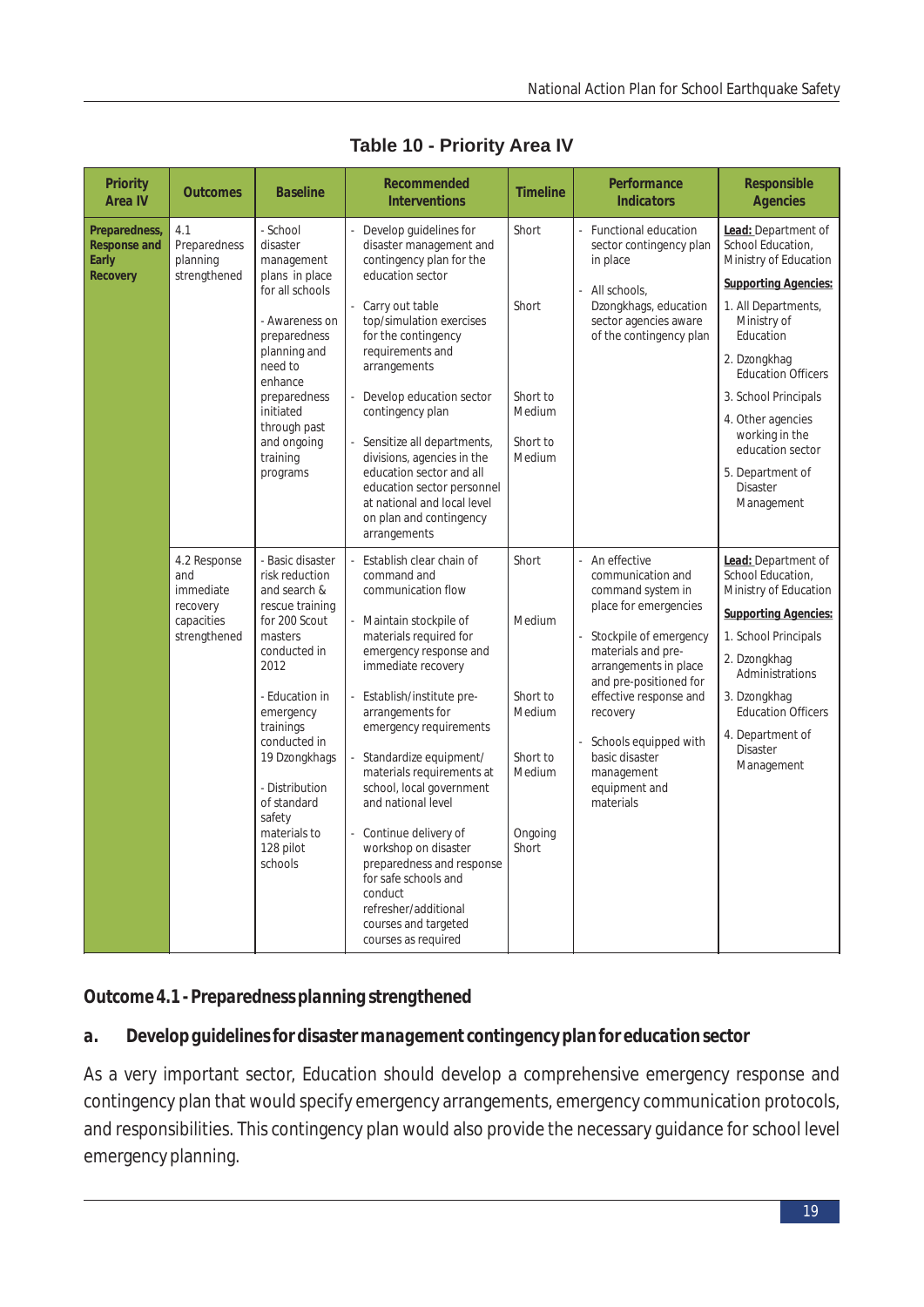## Table 10 - Priority Area IV

| Priority Area IV | Outcomes | Baseline | Recommended Interventions | Timeline | Performance Indicators | Responsible Agencies |
|---|---|---|---|---|---|---|
| **Preparedness, Response and Early Recovery** | 4.1 Preparedness planning strengthened | - School disaster management plans in place for all schools<br><br>- Awareness on preparedness planning and need to enhance preparedness initiated through past and ongoing training programs | - Develop guidelines for disaster management and contingency plan for the education sector<br><br>- Carry out table top/simulation exercises for the contingency requirements and arrangements<br><br>- Develop education sector contingency plan<br><br>- Sensitize all departments, divisions, agencies in the education sector and all education sector personnel at national and local level on plan and contingency arrangements | Short<br><br>Short<br><br>Short to Medium<br><br>Short to Medium | - Functional education sector contingency plan in place<br><br>- All schools, Dzongkhags, education sector agencies aware of the contingency plan | **Lead:** Department of School Education, Ministry of Education<br><br>**Supporting Agencies:**<br>1. All Departments, Ministry of Education<br>2. Dzongkhag Education Officers<br>3. School Principals<br>4. Other agencies working in the education sector<br>5. Department of Disaster Management |
| | 4.2 Response and immediate recovery capacities strengthened | - Basic disaster risk reduction and search & rescue training for 200 Scout masters conducted in 2012<br><br>- Education in emergency trainings conducted in 19 Dzongkhags<br><br>- Distribution of standard safety materials to 128 pilot schools | - Establish clear chain of command and communication flow<br><br>- Maintain stockpile of materials required for emergency response and immediate recovery<br><br>- Establish/institute pre-arrangements for emergency requirements<br><br>- Standardize equipment/ materials requirements at school, local government and national level<br><br>- Continue delivery of workshop on disaster preparedness and response for safe schools and conduct refresher/additional courses and targeted courses as required | Short<br><br>Medium<br><br>Short to Medium<br><br>Short to Medium<br><br>Ongoing Short | - An effective communication and command system in place for emergencies<br><br>- Stockpile of emergency materials and pre-arrangements in place and pre-positioned for effective response and recovery<br><br>- Schools equipped with basic disaster management equipment and materials | **Lead:** Department of School Education, Ministry of Education<br><br>**Supporting Agencies:**<br>1. School Principals<br>2. Dzongkhag Administrations<br>3. Dzongkhag Education Officers<br>4. Department of Disaster Management |

### Outcome 4.1 - Preparedness planning strengthened

**a. Develop guidelines for disaster management contingency plan for education sector**

As a very important sector, Education should develop a comprehensive emergency response and contingency plan that would specify emergency arrangements, emergency communication protocols, and responsibilities. This contingency plan would also provide the necessary guidance for school level emergency planning.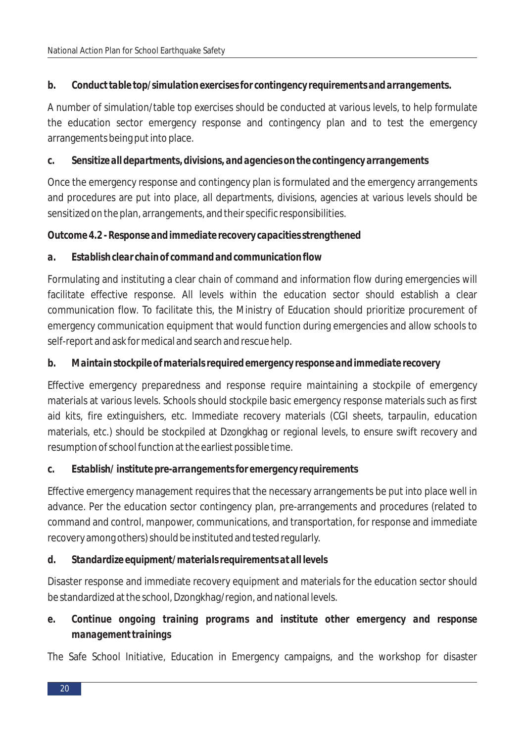**b. Conduct table top/simulation exercises for contingency requirements and arrangements.**

A number of simulation/table top exercises should be conducted at various levels, to help formulate the education sector emergency response and contingency plan and to test the emergency arrangements being put into place.

**c. Sensitize all departments, divisions, and agencies on the contingency arrangements**

Once the emergency response and contingency plan is formulated and the emergency arrangements and procedures are put into place, all departments, divisions, agencies at various levels should be sensitized on the plan, arrangements, and their specific responsibilities.

**Outcome 4.2 - Response and immediate recovery capacities strengthened**

**a. Establish clear chain of command and communication flow**

Formulating and instituting a clear chain of command and information flow during emergencies will facilitate effective response. All levels within the education sector should establish a clear communication flow. To facilitate this, the Ministry of Education should prioritize procurement of emergency communication equipment that would function during emergencies and allow schools to self-report and ask for medical and search and rescue help.

**b. Maintain stockpile of materials required emergency response and immediate recovery**

Effective emergency preparedness and response require maintaining a stockpile of emergency materials at various levels. Schools should stockpile basic emergency response materials such as first aid kits, fire extinguishers, etc. Immediate recovery materials (CGI sheets, tarpaulin, education materials, etc.) should be stockpiled at Dzongkhag or regional levels, to ensure swift recovery and resumption of school function at the earliest possible time.

**c. Establish/ institute pre-arrangements for emergency requirements**

Effective emergency management requires that the necessary arrangements be put into place well in advance. Per the education sector contingency plan, pre-arrangements and procedures (related to command and control, manpower, communications, and transportation, for response and immediate recovery among others) should be instituted and tested regularly.

**d. Standardize equipment/ materials requirements at all levels**

Disaster response and immediate recovery equipment and materials for the education sector should be standardized at the school, Dzongkhag/region, and national levels.

**e. Continue ongoing training programs and institute other emergency and response management trainings**

The Safe School Initiative, Education in Emergency campaigns, and the workshop for disaster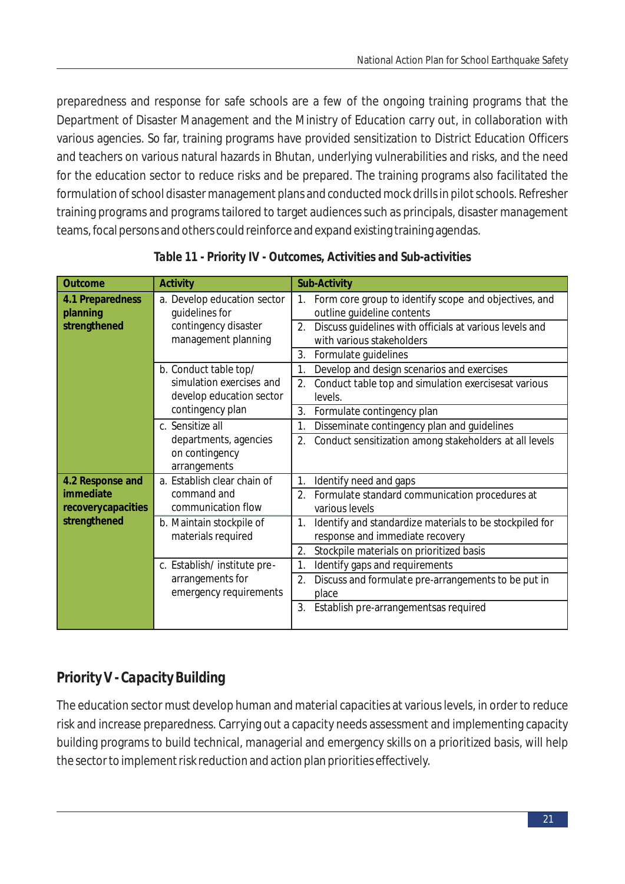preparedness and response for safe schools are a few of the ongoing training programs that the Department of Disaster Management and the Ministry of Education carry out, in collaboration with various agencies. So far, training programs have provided sensitization to District Education Officers and teachers on various natural hazards in Bhutan, underlying vulnerabilities and risks, and the need for the education sector to reduce risks and be prepared. The training programs also facilitated the formulation of school disaster management plans and conducted mock drills in pilot schools. Refresher training programs and programs tailored to target audiences such as principals, disaster management teams, focal persons and others could reinforce and expand existing training agendas.

**Table 11 - Priority IV - Outcomes, Activities and Sub-activities**

| Outcome | Activity | Sub-Activity |
|---|---|---|
| **4.1 Preparedness planning strengthened** | a. Develop education sector guidelines for contingency disaster management planning | 1. Form core group to identify scope and objectives, and outline guideline contents |
| | | 2. Discuss guidelines with officials at various levels and with various stakeholders |
| | | 3. Formulate guidelines |
| | b. Conduct table top/ simulation exercises and develop education sector contingency plan | 1. Develop and design scenarios and exercises |
| | | 2. Conduct table top and simulation exercisesat various levels. |
| | | 3. Formulate contingency plan |
| | c. Sensitize all departments, agencies on contingency arrangements | 1. Disseminate contingency plan and guidelines |
| | | 2. Conduct sensitization among stakeholders at all levels |
| **4.2 Response and immediate recoverycapacities strengthened** | a. Establish clear chain of command and communication flow | 1. Identify need and gaps |
| | | 2. Formulate standard communication procedures at various levels |
| | b. Maintain stockpile of materials required | 1. Identify and standardize materials to be stockpiled for response and immediate recovery |
| | | 2. Stockpile materials on prioritized basis |
| | c. Establish/ institute pre-arrangements for emergency requirements | 1. Identify gaps and requirements |
| | | 2. Discuss and formulate pre-arrangements to be put in place |
| | | 3. Establish pre-arrangementsas required |

## Priority V - Capacity Building

The education sector must develop human and material capacities at various levels, in order to reduce risk and increase preparedness. Carrying out a capacity needs assessment and implementing capacity building programs to build technical, managerial and emergency skills on a prioritized basis, will help the sector to implement risk reduction and action plan priorities effectively.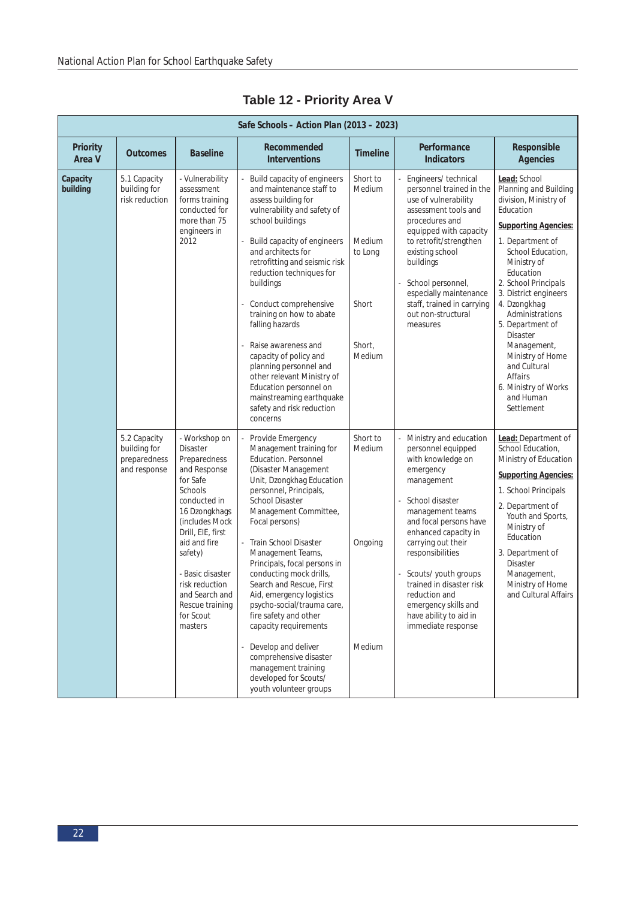# Table 12 - Priority Area V

| Safe Schools – Action Plan (2013 – 2023) | | | | | | |
|---|---|---|---|---|---|---|
| **Priority Area V** | **Outcomes** | **Baseline** | **Recommended Interventions** | **Timeline** | **Performance Indicators** | **Responsible Agencies** |
| **Capacity building** | 5.1 Capacity building for risk reduction | - Vulnerability assessment forms training conducted for more than 75 engineers in 2012 | - Build capacity of engineers and maintenance staff to assess building for vulnerability and safety of school buildings<br>- Build capacity of engineers and architects for retrofitting and seismic risk reduction techniques for buildings<br>- Conduct comprehensive training on how to abate falling hazards<br>- Raise awareness and capacity of policy and planning personnel and other relevant Ministry of Education personnel on mainstreaming earthquake safety and risk reduction concerns | Short to Medium<br>Medium to Long<br>Short<br>Short, Medium | - Engineers/ technical personnel trained in the use of vulnerability assessment tools and procedures and equipped with capacity to retrofit/strengthen existing school buildings<br>- School personnel, especially maintenance staff, trained in carrying out non-structural measures | **Lead:** School Planning and Building division, Ministry of Education<br>**Supporting Agencies:**<br>1. Department of School Education, Ministry of Education<br>2. School Principals<br>3. District engineers<br>4. Dzongkhag Administrations<br>5. Department of Disaster Management, Ministry of Home and Cultural Affairs<br>6. Ministry of Works and Human Settlement |
| | 5.2 Capacity building for preparedness and response | - Workshop on Disaster Preparedness and Response for Safe Schools conducted in 16 Dzongkhags (includes Mock Drill, EIE, first aid and fire safety)<br>- Basic disaster risk reduction and Search and Rescue training for Scout masters | - Provide Emergency Management training for Education. Personnel (Disaster Management Unit, Dzongkhag Education personnel, Principals, School Disaster Management Committee, Focal persons)<br>- Train School Disaster Management Teams, Principals, focal persons in conducting mock drills, Search and Rescue, First Aid, emergency logistics psycho-social/trauma care, fire safety and other capacity requirements<br>- Develop and deliver comprehensive disaster management training developed for Scouts/ youth volunteer groups | Short to Medium<br>Ongoing<br>Medium | - Ministry and education personnel equipped with knowledge on emergency management<br>- School disaster management teams and focal persons have enhanced capacity in carrying out their responsibilities<br>- Scouts/ youth groups trained in disaster risk reduction and emergency skills and have ability to aid in immediate response | **Lead:** Department of School Education, Ministry of Education<br>**Supporting Agencies:**<br>1. School Principals<br>2. Department of Youth and Sports, Ministry of Education<br>3. Department of Disaster Management, Ministry of Home and Cultural Affairs |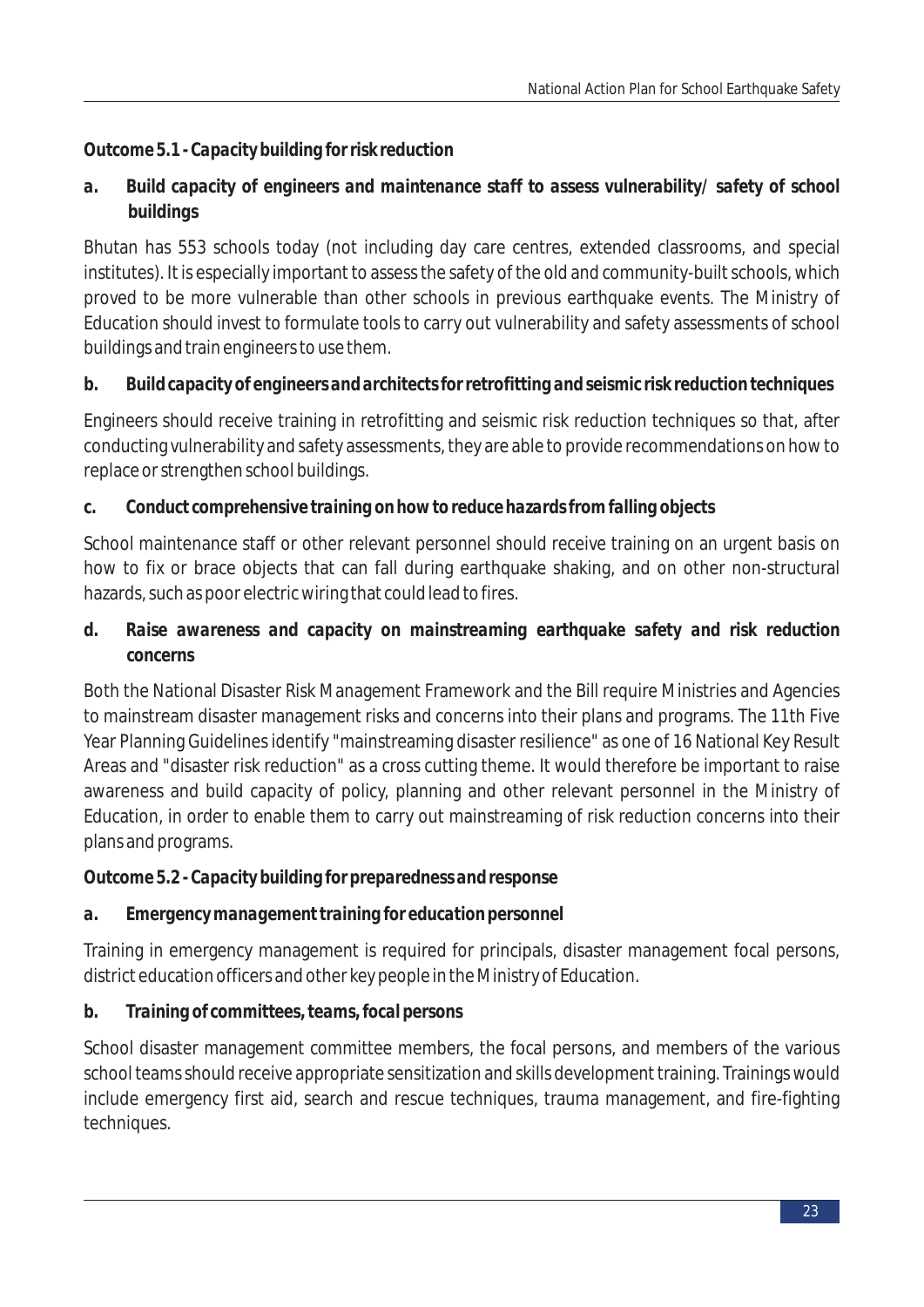### Outcome 5.1 - Capacity building for risk reduction

**a. Build capacity of engineers and maintenance staff to assess vulnerability/ safety of school buildings**

Bhutan has 553 schools today (not including day care centres, extended classrooms, and special institutes). It is especially important to assess the safety of the old and community-built schools, which proved to be more vulnerable than other schools in previous earthquake events. The Ministry of Education should invest to formulate tools to carry out vulnerability and safety assessments of school buildings and train engineers to use them.

**b. Build capacity of engineers and architects for retrofitting and seismic risk reduction techniques**

Engineers should receive training in retrofitting and seismic risk reduction techniques so that, after conducting vulnerability and safety assessments, they are able to provide recommendations on how to replace or strengthen school buildings.

**c. Conduct comprehensive training on how to reduce hazards from falling objects**

School maintenance staff or other relevant personnel should receive training on an urgent basis on how to fix or brace objects that can fall during earthquake shaking, and on other non-structural hazards, such as poor electric wiring that could lead to fires.

**d. Raise awareness and capacity on mainstreaming earthquake safety and risk reduction concerns**

Both the National Disaster Risk Management Framework and the Bill require Ministries and Agencies to mainstream disaster management risks and concerns into their plans and programs. The 11th Five Year Planning Guidelines identify "mainstreaming disaster resilience" as one of 16 National Key Result Areas and "disaster risk reduction" as a cross cutting theme. It would therefore be important to raise awareness and build capacity of policy, planning and other relevant personnel in the Ministry of Education, in order to enable them to carry out mainstreaming of risk reduction concerns into their plans and programs.

### Outcome 5.2 - Capacity building for preparedness and response

**a. Emergency management training for education personnel**

Training in emergency management is required for principals, disaster management focal persons, district education officers and other key people in the Ministry of Education.

**b. Training of committees, teams, focal persons**

School disaster management committee members, the focal persons, and members of the various school teams should receive appropriate sensitization and skills development training. Trainings would include emergency first aid, search and rescue techniques, trauma management, and fire-fighting techniques.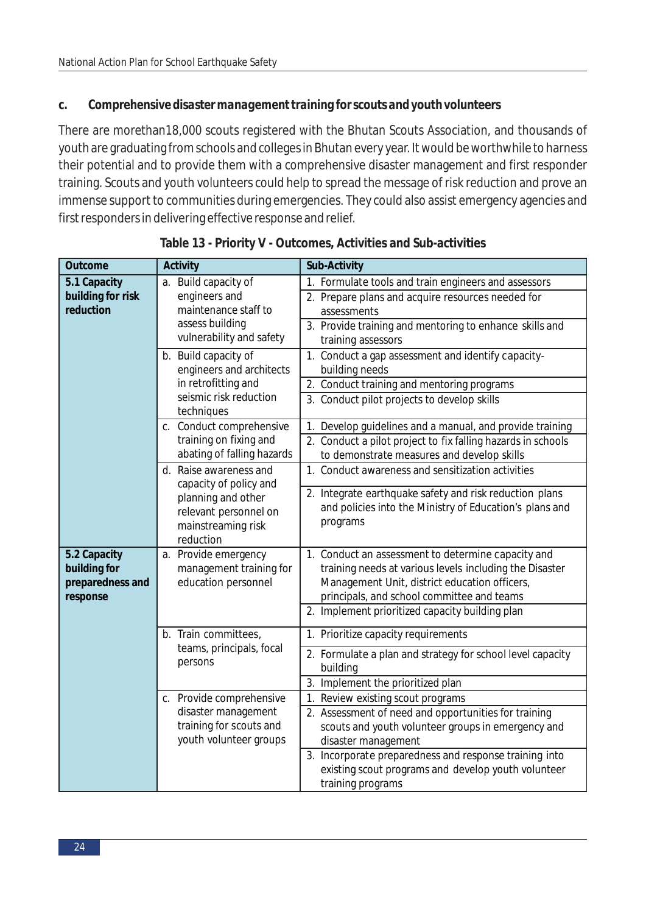### c. *Comprehensive disaster management training for scouts and youth volunteers*

There are morethan18,000 scouts registered with the Bhutan Scouts Association, and thousands of youth are graduating from schools and colleges in Bhutan every year. It would be worthwhile to harness their potential and to provide them with a comprehensive disaster management and first responder training. Scouts and youth volunteers could help to spread the message of risk reduction and prove an immense support to communities during emergencies. They could also assist emergency agencies and first responders in delivering effective response and relief.

**Table 13 - Priority V - Outcomes, Activities and Sub-activities**

| Outcome | Activity | Sub-Activity |
|---|---|---|
| **5.1 Capacity building for risk reduction** | a. Build capacity of engineers and maintenance staff to assess building vulnerability and safety | 1. Formulate tools and train engineers and assessors |
| | | 2. Prepare plans and acquire resources needed for assessments |
| | | 3. Provide training and mentoring to enhance skills and training assessors |
| | b. Build capacity of engineers and architects in retrofitting and seismic risk reduction techniques | 1. Conduct a gap assessment and identify capacity-building needs |
| | | 2. Conduct training and mentoring programs |
| | | 3. Conduct pilot projects to develop skills |
| | c. Conduct comprehensive training on fixing and abating of falling hazards | 1. Develop guidelines and a manual, and provide training |
| | | 2. Conduct a pilot project to fix falling hazards in schools to demonstrate measures and develop skills |
| | d. Raise awareness and capacity of policy and planning and other relevant personnel on mainstreaming risk reduction | 1. Conduct awareness and sensitization activities |
| | | 2. Integrate earthquake safety and risk reduction plans and policies into the Ministry of Education's plans and programs |
| **5.2 Capacity building for preparedness and response** | a. Provide emergency management training for education personnel | 1. Conduct an assessment to determine capacity and training needs at various levels including the Disaster Management Unit, district education officers, principals, and school committee and teams |
| | | 2. Implement prioritized capacity building plan |
| | b. Train committees, teams, principals, focal persons | 1. Prioritize capacity requirements |
| | | 2. Formulate a plan and strategy for school level capacity building |
| | | 3. Implement the prioritized plan |
| | c. Provide comprehensive disaster management training for scouts and youth volunteer groups | 1. Review existing scout programs |
| | | 2. Assessment of need and opportunities for training scouts and youth volunteer groups in emergency and disaster management |
| | | 3. Incorporate preparedness and response training into existing scout programs and develop youth volunteer training programs |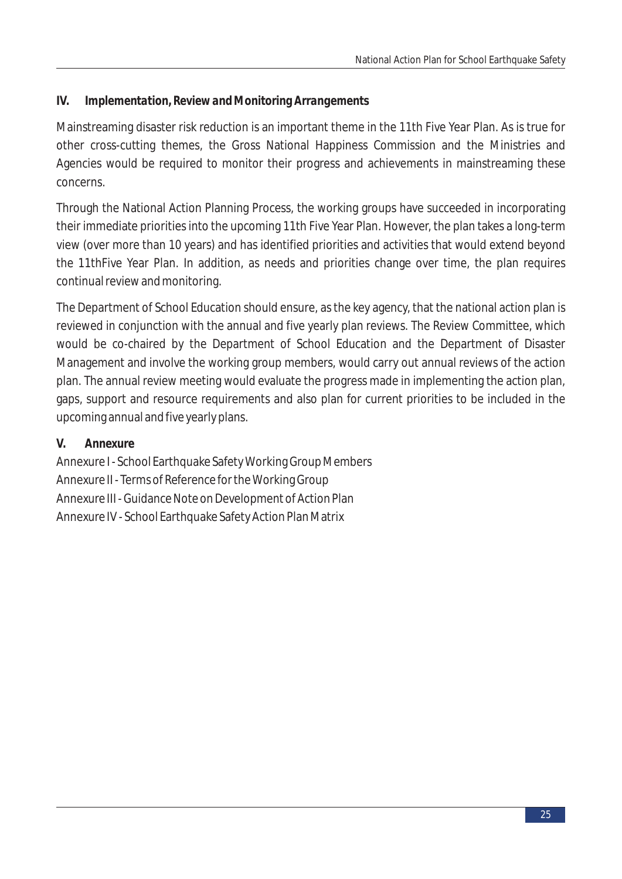## IV. Implementation, Review and Monitoring Arrangements

Mainstreaming disaster risk reduction is an important theme in the 11th Five Year Plan. As is true for other cross-cutting themes, the Gross National Happiness Commission and the Ministries and Agencies would be required to monitor their progress and achievements in mainstreaming these concerns.

Through the National Action Planning Process, the working groups have succeeded in incorporating their immediate priorities into the upcoming 11th Five Year Plan. However, the plan takes a long-term view (over more than 10 years) and has identified priorities and activities that would extend beyond the 11thFive Year Plan. In addition, as needs and priorities change over time, the plan requires continual review and monitoring.

The Department of School Education should ensure, as the key agency, that the national action plan is reviewed in conjunction with the annual and five yearly plan reviews. The Review Committee, which would be co-chaired by the Department of School Education and the Department of Disaster Management and involve the working group members, would carry out annual reviews of the action plan. The annual review meeting would evaluate the progress made in implementing the action plan, gaps, support and resource requirements and also plan for current priorities to be included in the upcoming annual and five yearly plans.

## V. Annexure

Annexure I - School Earthquake Safety Working Group Members
Annexure II - Terms of Reference for the Working Group
Annexure III - Guidance Note on Development of Action Plan
Annexure IV - School Earthquake Safety Action Plan Matrix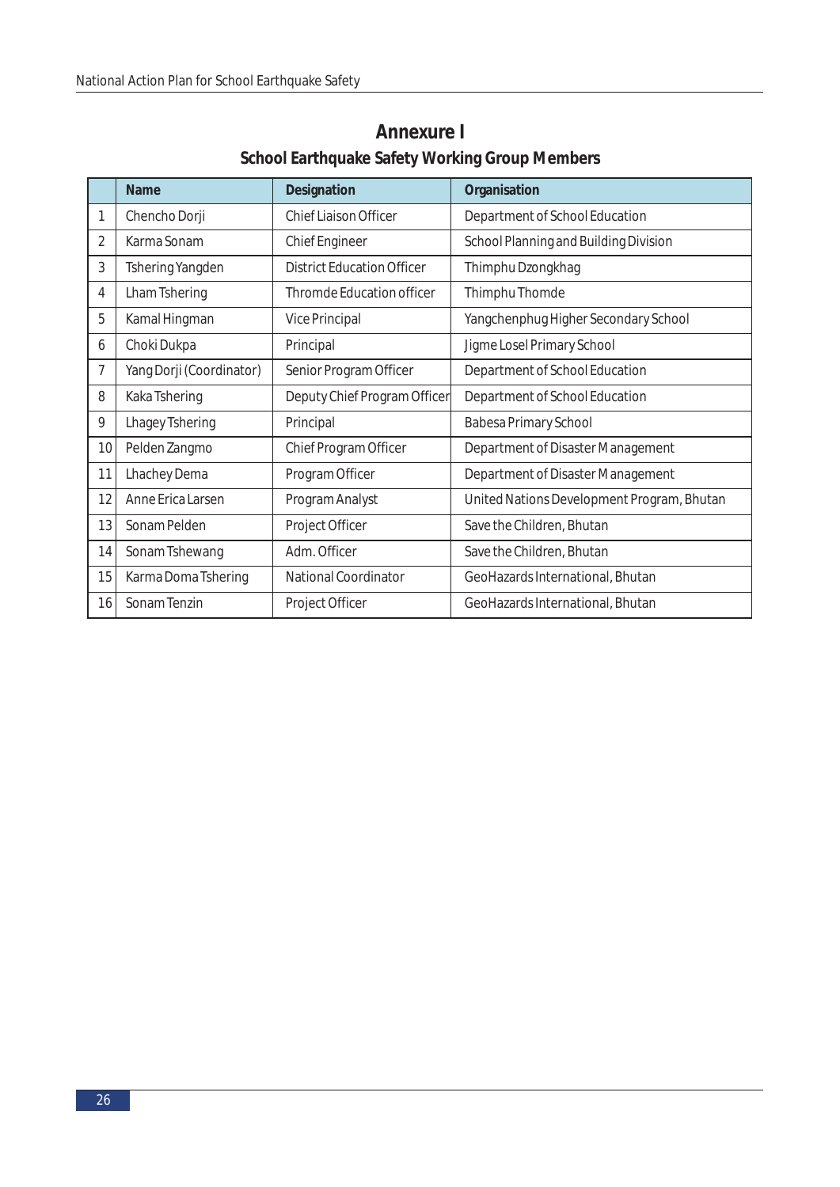# Annexure I

## School Earthquake Safety Working Group Members

| | Name | Designation | Organisation |
|---|---|---|---|
| 1 | Chencho Dorji | Chief Liaison Officer | Department of School Education |
| 2 | Karma Sonam | Chief Engineer | School Planning and Building Division |
| 3 | Tshering Yangden | District Education Officer | Thimphu Dzongkhag |
| 4 | Lham Tshering | Thromde Education officer | Thimphu Thomde |
| 5 | Kamal Hingman | Vice Principal | Yangchenphug Higher Secondary School |
| 6 | Choki Dukpa | Principal | Jigme Losel Primary School |
| 7 | Yang Dorji (Coordinator) | Senior Program Officer | Department of School Education |
| 8 | Kaka Tshering | Deputy Chief Program Officer | Department of School Education |
| 9 | Lhagey Tshering | Principal | Babesa Primary School |
| 10 | Pelden Zangmo | Chief Program Officer | Department of Disaster Management |
| 11 | Lhachey Dema | Program Officer | Department of Disaster Management |
| 12 | Anne Erica Larsen | Program Analyst | United Nations Development Program, Bhutan |
| 13 | Sonam Pelden | Project Officer | Save the Children, Bhutan |
| 14 | Sonam Tshewang | Adm. Officer | Save the Children, Bhutan |
| 15 | Karma Doma Tshering | National Coordinator | GeoHazards International, Bhutan |
| 16 | Sonam Tenzin | Project Officer | GeoHazards International, Bhutan |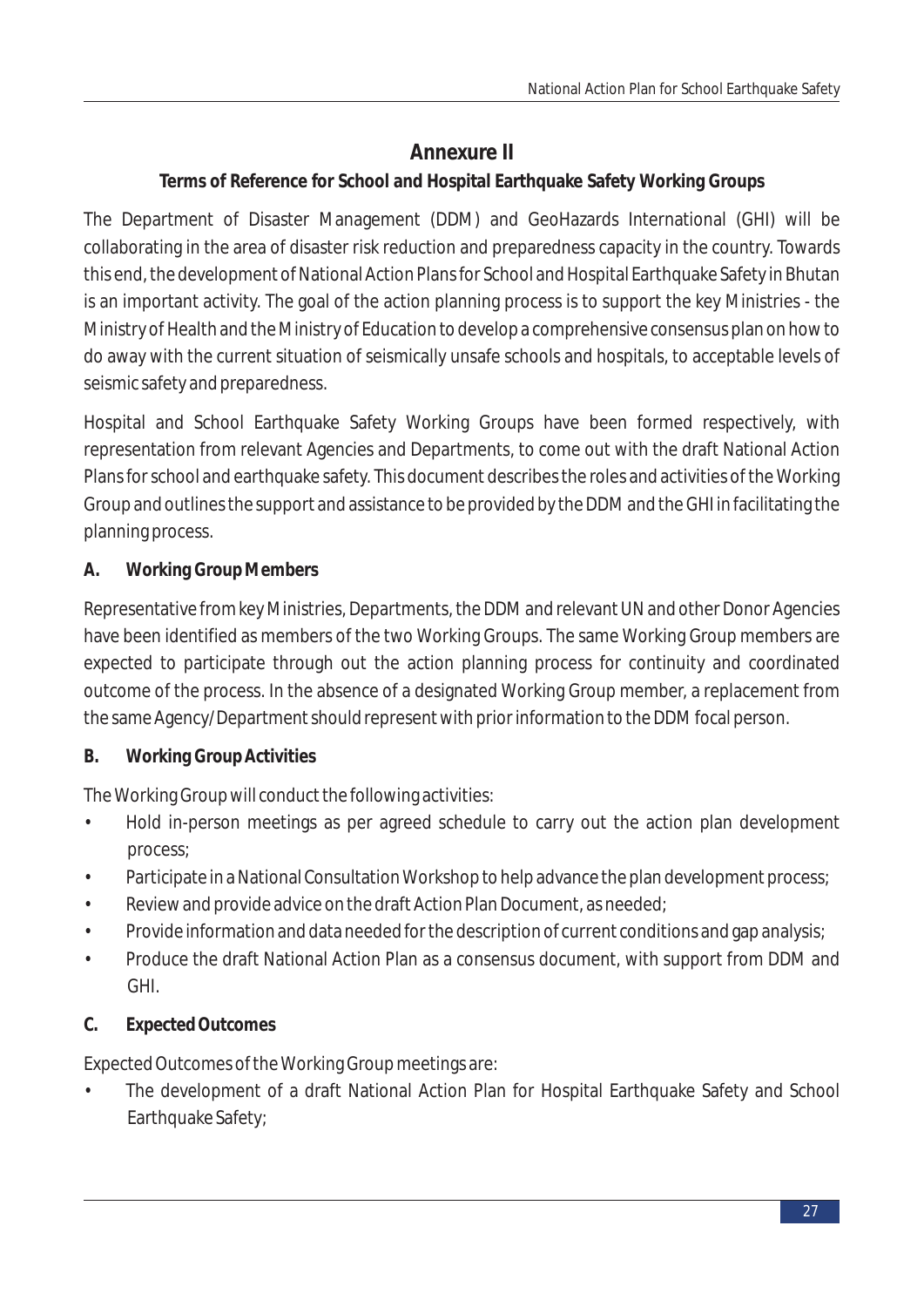# Annexure II

## Terms of Reference for School and Hospital Earthquake Safety Working Groups

The Department of Disaster Management (DDM) and GeoHazards International (GHI) will be collaborating in the area of disaster risk reduction and preparedness capacity in the country. Towards this end, the development of National Action Plans for School and Hospital Earthquake Safety in Bhutan is an important activity. The goal of the action planning process is to support the key Ministries - the Ministry of Health and the Ministry of Education to develop a comprehensive consensus plan on how to do away with the current situation of seismically unsafe schools and hospitals, to acceptable levels of seismic safety and preparedness.

Hospital and School Earthquake Safety Working Groups have been formed respectively, with representation from relevant Agencies and Departments, to come out with the draft National Action Plans for school and earthquake safety. This document describes the roles and activities of the Working Group and outlines the support and assistance to be provided by the DDM and the GHI in facilitating the planning process.

### A. Working Group Members

Representative from key Ministries, Departments, the DDM and relevant UN and other Donor Agencies have been identified as members of the two Working Groups. The same Working Group members are expected to participate through out the action planning process for continuity and coordinated outcome of the process. In the absence of a designated Working Group member, a replacement from the same Agency/Department should represent with prior information to the DDM focal person.

### B. Working Group Activities

The Working Group will conduct the following activities:

- Hold in-person meetings as per agreed schedule to carry out the action plan development process;
- Participate in a National Consultation Workshop to help advance the plan development process;
- Review and provide advice on the draft Action Plan Document, as needed;
- Provide information and data needed for the description of current conditions and gap analysis;
- Produce the draft National Action Plan as a consensus document, with support from DDM and GHI.

### C. Expected Outcomes

Expected Outcomes of the Working Group meetings are:

- The development of a draft National Action Plan for Hospital Earthquake Safety and School Earthquake Safety;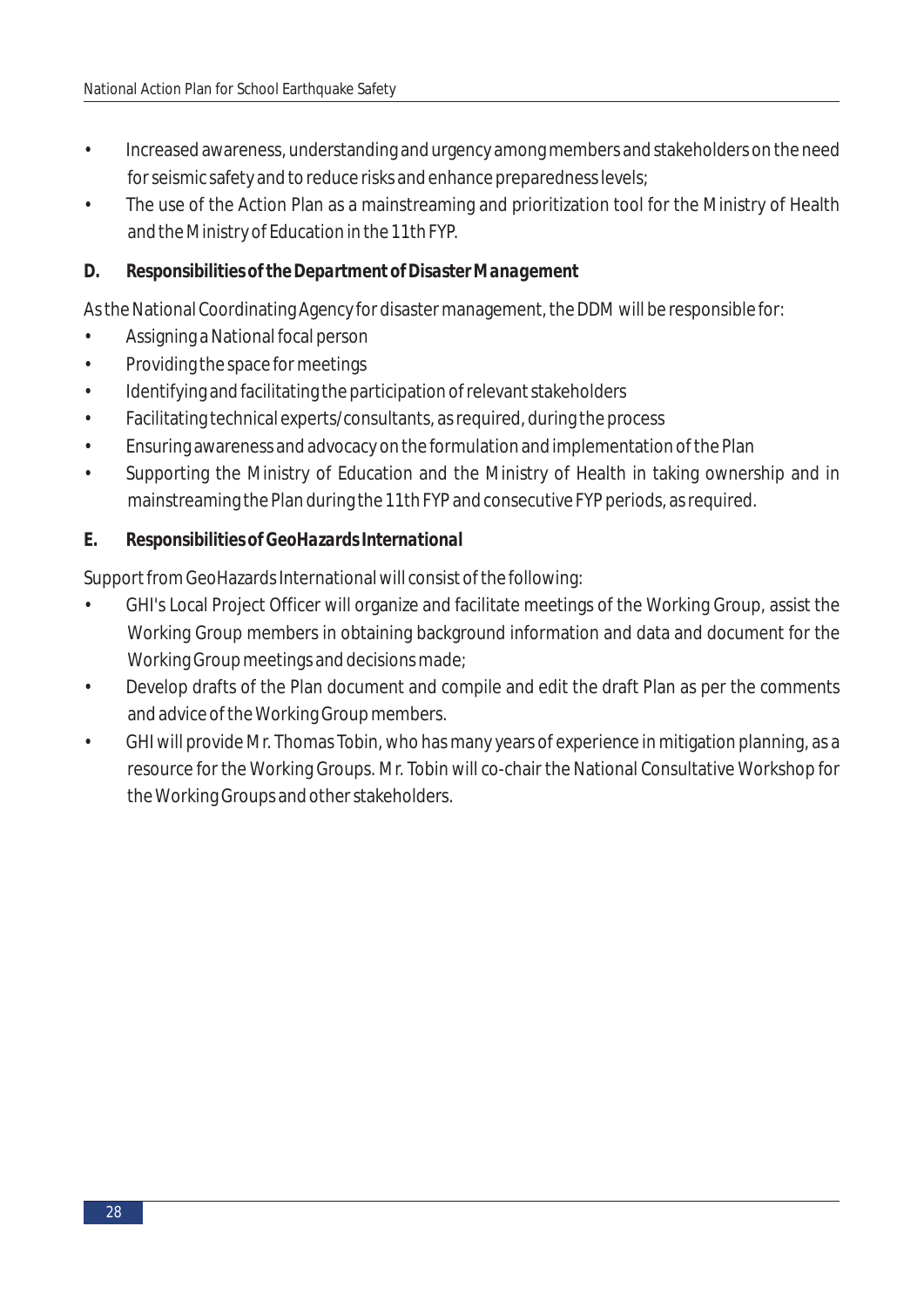- Increased awareness, understanding and urgency among members and stakeholders on the need for seismic safety and to reduce risks and enhance preparedness levels;
- The use of the Action Plan as a mainstreaming and prioritization tool for the Ministry of Health and the Ministry of Education in the 11th FYP.

**D. Responsibilities of the Department of Disaster Management**

As the National Coordinating Agency for disaster management, the DDM will be responsible for:

- Assigning a National focal person
- Providing the space for meetings
- Identifying and facilitating the participation of relevant stakeholders
- Facilitating technical experts/consultants, as required, during the process
- Ensuring awareness and advocacy on the formulation and implementation of the Plan
- Supporting the Ministry of Education and the Ministry of Health in taking ownership and in mainstreaming the Plan during the 11th FYP and consecutive FYP periods, as required.

**E. Responsibilities of GeoHazards International**

Support from GeoHazards International will consist of the following:

- GHI's Local Project Officer will organize and facilitate meetings of the Working Group, assist the Working Group members in obtaining background information and data and document for the Working Group meetings and decisions made;
- Develop drafts of the Plan document and compile and edit the draft Plan as per the comments and advice of the Working Group members.
- GHI will provide Mr. Thomas Tobin, who has many years of experience in mitigation planning, as a resource for the Working Groups. Mr. Tobin will co-chair the National Consultative Workshop for the Working Groups and other stakeholders.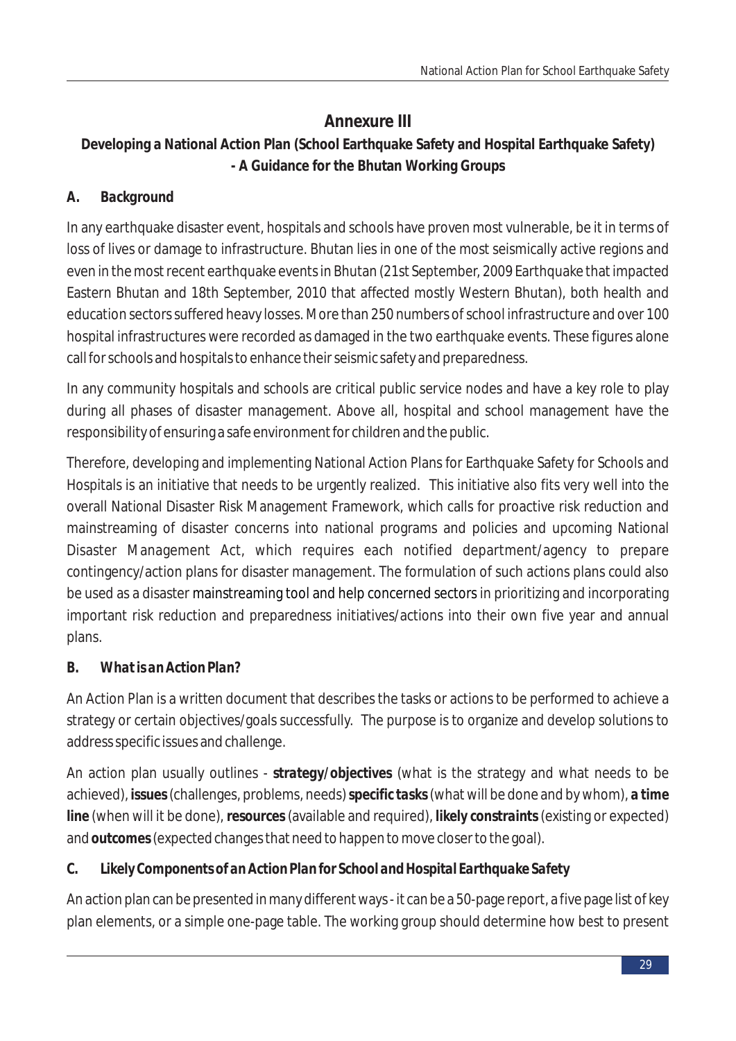## Annexure III

### Developing a National Action Plan (School Earthquake Safety and Hospital Earthquake Safety) - A Guidance for the Bhutan Working Groups

#### A. *Background*

In any earthquake disaster event, hospitals and schools have proven most vulnerable, be it in terms of loss of lives or damage to infrastructure. Bhutan lies in one of the most seismically active regions and even in the most recent earthquake events in Bhutan (21st September, 2009 Earthquake that impacted Eastern Bhutan and 18th September, 2010 that affected mostly Western Bhutan), both health and education sectors suffered heavy losses. More than 250 numbers of school infrastructure and over 100 hospital infrastructures were recorded as damaged in the two earthquake events. These figures alone call for schools and hospitals to enhance their seismic safety and preparedness.

In any community hospitals and schools are critical public service nodes and have a key role to play during all phases of disaster management. Above all, hospital and school management have the responsibility of ensuring a safe environment for children and the public.

Therefore, developing and implementing National Action Plans for Earthquake Safety for Schools and Hospitals is an initiative that needs to be urgently realized. This initiative also fits very well into the overall National Disaster Risk Management Framework, which calls for proactive risk reduction and mainstreaming of disaster concerns into national programs and policies and upcoming National Disaster Management Act, which requires each notified department/agency to prepare contingency/action plans for disaster management. The formulation of such actions plans could also be used as a disaster mainstreaming tool and help concerned sectors in prioritizing and incorporating important risk reduction and preparedness initiatives/actions into their own five year and annual plans.

#### B. *What is an Action Plan?*

An Action Plan is a written document that describes the tasks or actions to be performed to achieve a strategy or certain objectives/goals successfully. The purpose is to organize and develop solutions to address specific issues and challenge.

An action plan usually outlines - ***strategy/objectives*** (what is the strategy and what needs to be achieved), **issues** (challenges, problems, needs) ***specific tasks*** (what will be done and by whom), **a time line** (when will it be done), **resources** (available and required), ***likely constraints*** (existing or expected) and **outcomes** (expected changes that need to happen to move closer to the goal).

#### C. *Likely Components of an Action Plan for School and Hospital Earthquake Safety*

An action plan can be presented in many different ways - it can be a 50-page report, a five page list of key plan elements, or a simple one-page table. The working group should determine how best to present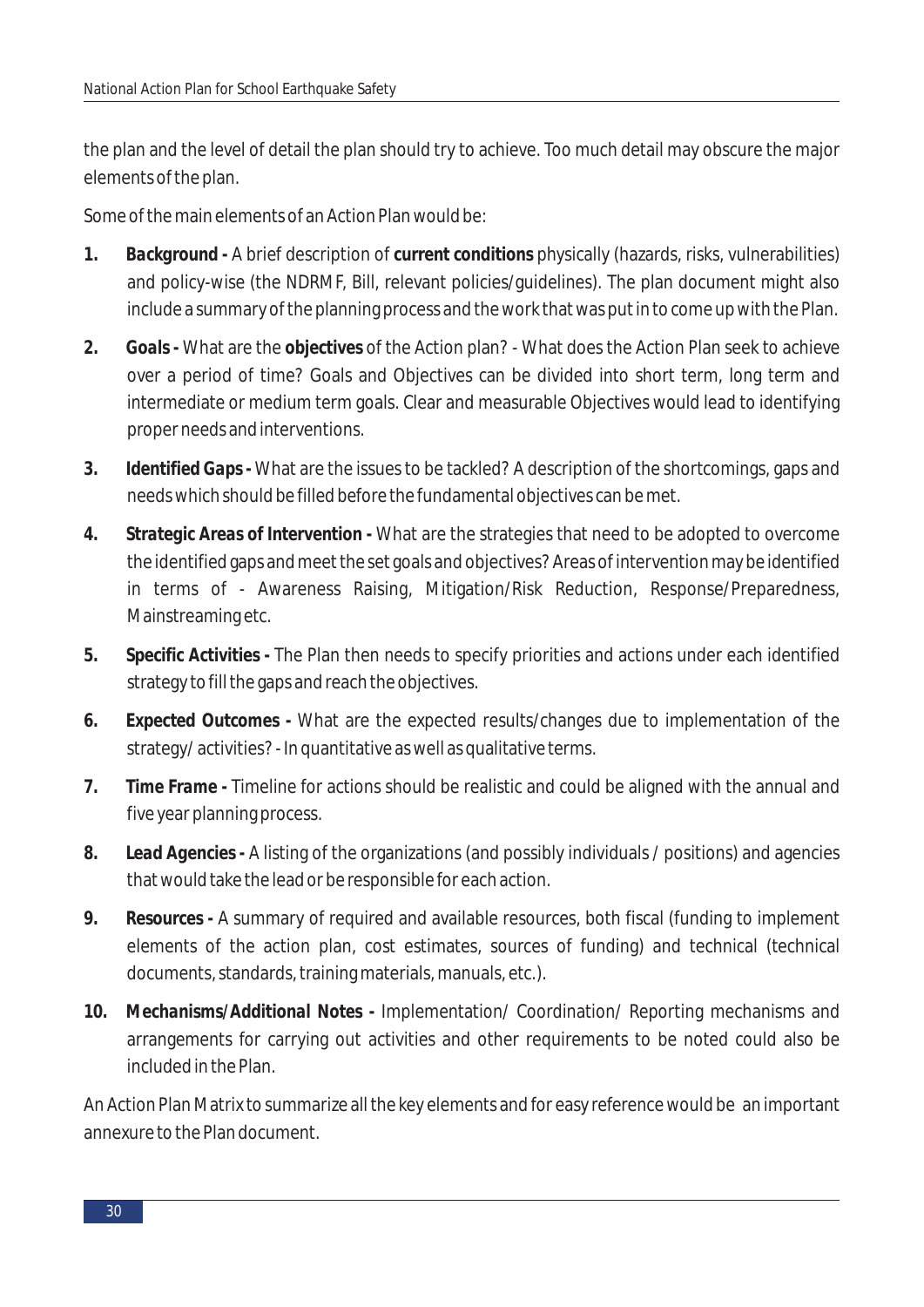the plan and the level of detail the plan should try to achieve. Too much detail may obscure the major elements of the plan.

Some of the main elements of an Action Plan would be:

1. **Background -** A brief description of **current conditions** physically (hazards, risks, vulnerabilities) and policy-wise (the NDRMF, Bill, relevant policies/guidelines). The plan document might also include a summary of the planning process and the work that was put in to come up with the Plan.
2. **Goals -** What are the **objectives** of the Action plan? - What does the Action Plan seek to achieve over a period of time? Goals and Objectives can be divided into short term, long term and intermediate or medium term goals. Clear and measurable Objectives would lead to identifying proper needs and interventions.
3. **Identified Gaps -** What are the issues to be tackled? A description of the shortcomings, gaps and needs which should be filled before the fundamental objectives can be met.
4. **Strategic Areas of Intervention -** What are the strategies that need to be adopted to overcome the identified gaps and meet the set goals and objectives? Areas of intervention may be identified in terms of - Awareness Raising, Mitigation/Risk Reduction, Response/Preparedness, Mainstreaming etc.
5. **Specific Activities -** The Plan then needs to specify priorities and actions under each identified strategy to fill the gaps and reach the objectives.
6. **Expected Outcomes -** What are the expected results/changes due to implementation of the strategy/ activities? - In quantitative as well as qualitative terms.
7. **Time Frame -** Timeline for actions should be realistic and could be aligned with the annual and five year planning process.
8. **Lead Agencies -** A listing of the organizations (and possibly individuals / positions) and agencies that would take the lead or be responsible for each action.
9. **Resources -** A summary of required and available resources, both fiscal (funding to implement elements of the action plan, cost estimates, sources of funding) and technical (technical documents, standards, training materials, manuals, etc.).
10. **Mechanisms/Additional Notes -** Implementation/ Coordination/ Reporting mechanisms and arrangements for carrying out activities and other requirements to be noted could also be included in the Plan.

An Action Plan Matrix to summarize all the key elements and for easy reference would be an important annexure to the Plan document.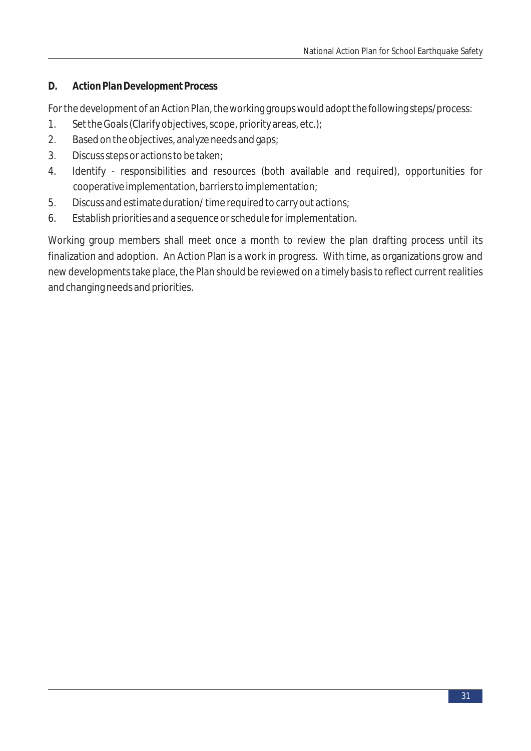## D. Action Plan Development Process

For the development of an Action Plan, the working groups would adopt the following steps/process:

1. Set the Goals (Clarify objectives, scope, priority areas, etc.);
2. Based on the objectives, analyze needs and gaps;
3. Discuss steps or actions to be taken;
4. Identify - responsibilities and resources (both available and required), opportunities for cooperative implementation, barriers to implementation;
5. Discuss and estimate duration/ time required to carry out actions;
6. Establish priorities and a sequence or schedule for implementation.

Working group members shall meet once a month to review the plan drafting process until its finalization and adoption. An Action Plan is a work in progress. With time, as organizations grow and new developments take place, the Plan should be reviewed on a timely basis to reflect current realities and changing needs and priorities.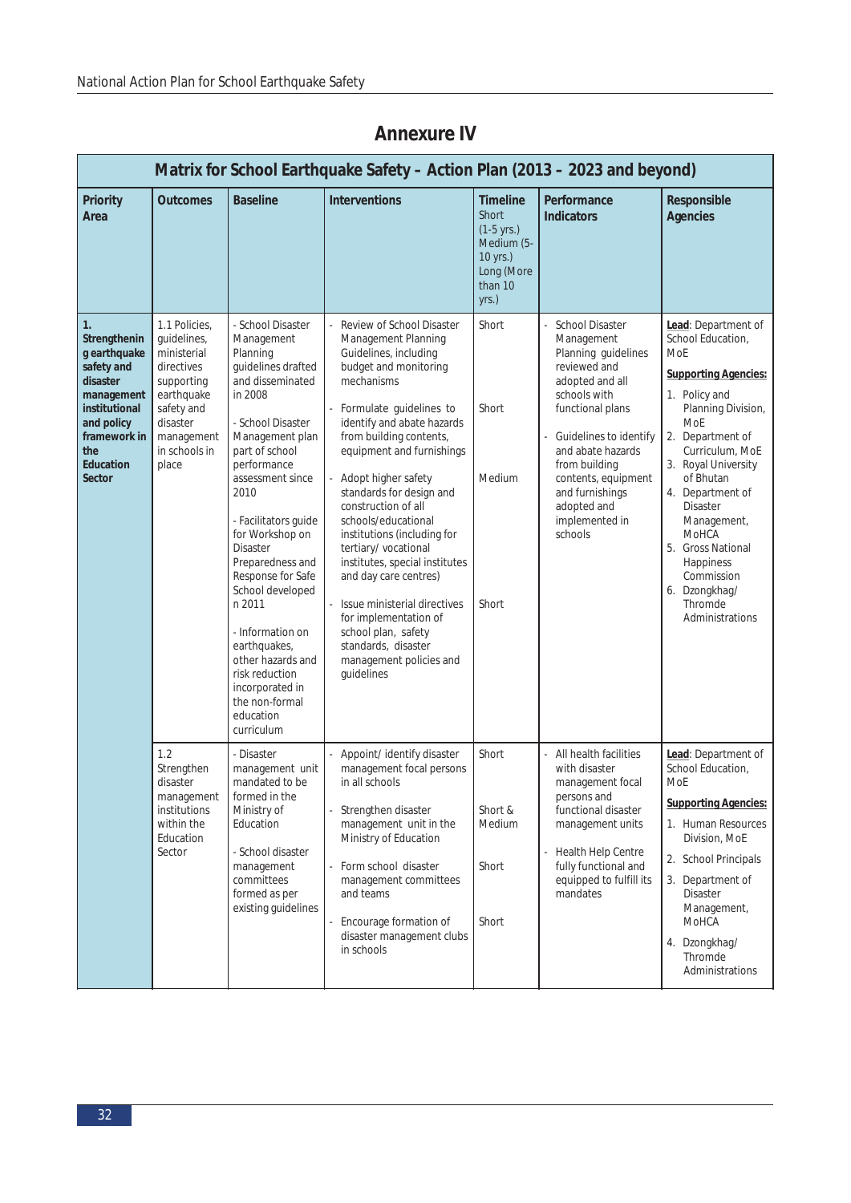# Annexure IV

| Matrix for School Earthquake Safety – Action Plan (2013 – 2023 and beyond) | | | | | | |
|---|---|---|---|---|---|---|
| **Priority Area** | **Outcomes** | **Baseline** | **Interventions** | **Timeline** Short (1-5 yrs.) Medium (5-10 yrs.) Long (More than 10 yrs.) | **Performance Indicators** | **Responsible Agencies** |
| **1. Strengthening earthquake safety and disaster management institutional and policy framework in the Education Sector** | 1.1 Policies, guidelines, ministerial directives supporting earthquake safety and disaster management in schools in place | - School Disaster Management Planning guidelines drafted and disseminated in 2008<br><br>- School Disaster Management plan part of school performance assessment since 2010<br><br>- Facilitators guide for Workshop on Disaster Preparedness and Response for Safe School developed n 2011<br><br>- Information on earthquakes, other hazards and risk reduction incorporated in the non-formal education curriculum | - Review of School Disaster Management Planning Guidelines, including budget and monitoring mechanisms<br><br>- Formulate guidelines to identify and abate hazards from building contents, equipment and furnishings<br><br>- Adopt higher safety standards for design and construction of all schools/educational institutions (including for tertiary/ vocational institutes, special institutes and day care centres)<br><br>- Issue ministerial directives for implementation of school plan, safety standards, disaster management policies and guidelines | Short<br><br>Short<br><br>Medium<br><br>Short | - School Disaster Management Planning guidelines reviewed and adopted and all schools with functional plans<br><br>- Guidelines to identify and abate hazards from building contents, equipment and furnishings adopted and implemented in schools | **Lead**: Department of School Education, MoE<br><br>**Supporting Agencies:**<br>1. Policy and Planning Division, MoE<br>2. Department of Curriculum, MoE<br>3. Royal University of Bhutan<br>4. Department of Disaster Management, MoHCA<br>5. Gross National Happiness Commission<br>6. Dzongkhag/ Thromde Administrations |
| | 1.2 Strengthen disaster management institutions within the Education Sector | - Disaster management unit mandated to be formed in the Ministry of Education<br><br>- School disaster management committees formed as per existing guidelines | - Appoint/ identify disaster management focal persons in all schools<br><br>- Strengthen disaster management unit in the Ministry of Education<br><br>- Form school disaster management committees and teams<br><br>- Encourage formation of disaster management clubs in schools | Short<br><br>Short & Medium<br><br>Short<br><br>Short | - All health facilities with disaster management focal persons and functional disaster management units<br><br>- Health Help Centre fully functional and equipped to fulfill its mandates | **Lead**: Department of School Education, MoE<br><br>**Supporting Agencies:**<br>1. Human Resources Division, MoE<br>2. School Principals<br>3. Department of Disaster Management, MoHCA<br>4. Dzongkhag/ Thromde Administrations |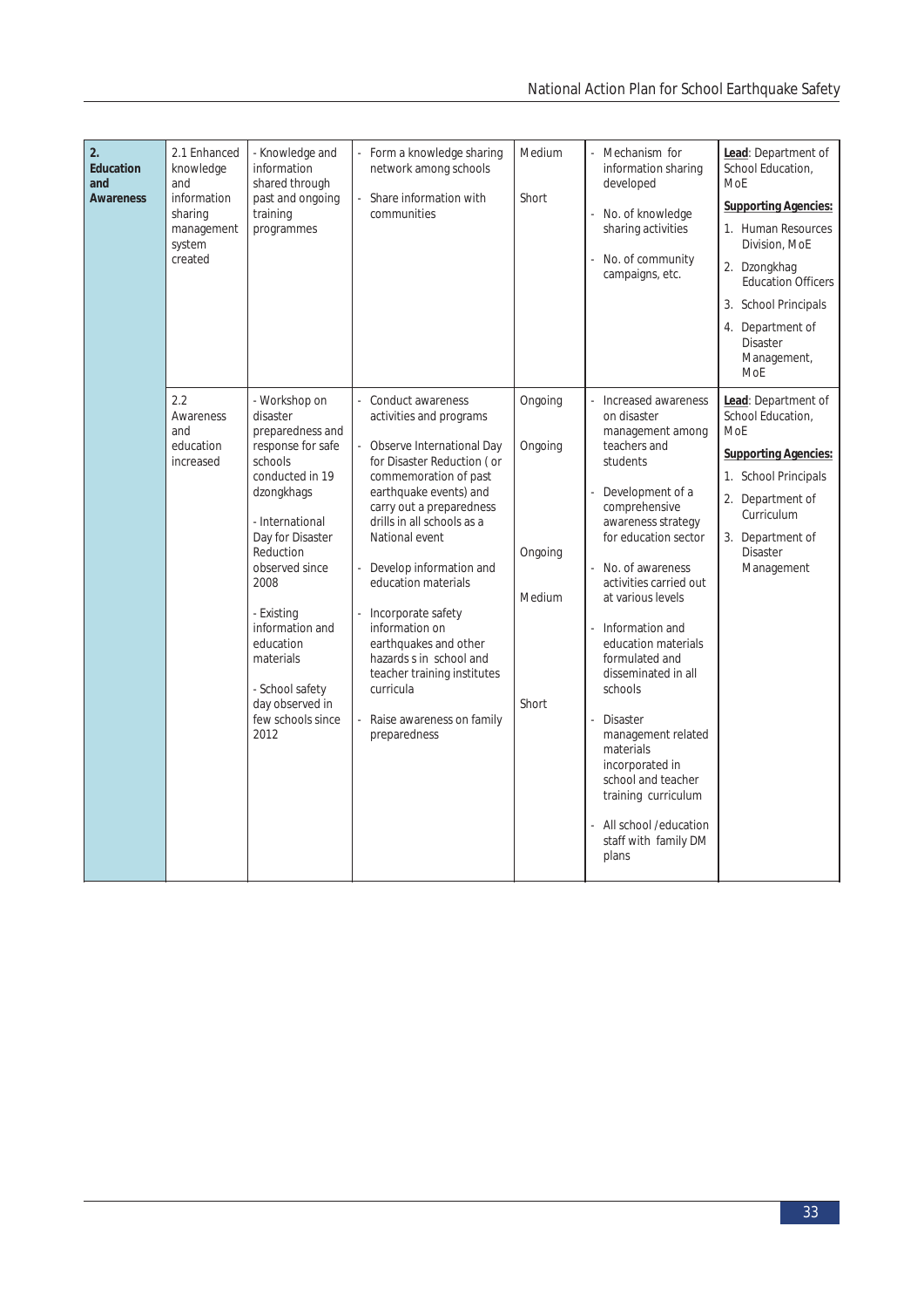| | | | | | | |
|---|---|---|---|---|---|---|
| **2. Education and Awareness** | 2.1 Enhanced knowledge and information sharing management system created | - Knowledge and information shared through past and ongoing training programmes | - Form a knowledge sharing network among schools<br>- Share information with communities | Medium<br>Short | - Mechanism for information sharing developed<br>- No. of knowledge sharing activities<br>- No. of community campaigns, etc. | **Lead**: Department of School Education, MoE<br>**Supporting Agencies:**<br>1. Human Resources Division, MoE<br>2. Dzongkhag Education Officers<br>3. School Principals<br>4. Department of Disaster Management, MoE |
| | 2.2 Awareness and education increased | - Workshop on disaster preparedness and response for safe schools conducted in 19 dzongkhags<br>- International Day for Disaster Reduction observed since 2008<br>- Existing information and education materials<br>- School safety day observed in few schools since 2012 | - Conduct awareness activities and programs<br>- Observe International Day for Disaster Reduction ( or commemoration of past earthquake events) and carry out a preparedness drills in all schools as a National event<br>- Develop information and education materials<br>- Incorporate safety information on earthquakes and other hazards s in school and teacher training institutes curricula<br>- Raise awareness on family preparedness | Ongoing<br>Ongoing<br>Ongoing<br>Medium<br>Short | - Increased awareness on disaster management among teachers and students<br>- Development of a comprehensive awareness strategy for education sector<br>- No. of awareness activities carried out at various levels<br>- Information and education materials formulated and disseminated in all schools<br>- Disaster management related materials incorporated in school and teacher training curriculum<br>- All school /education staff with family DM plans | **Lead**: Department of School Education, MoE<br>**Supporting Agencies:**<br>1. School Principals<br>2. Department of Curriculum<br>3. Department of Disaster Management |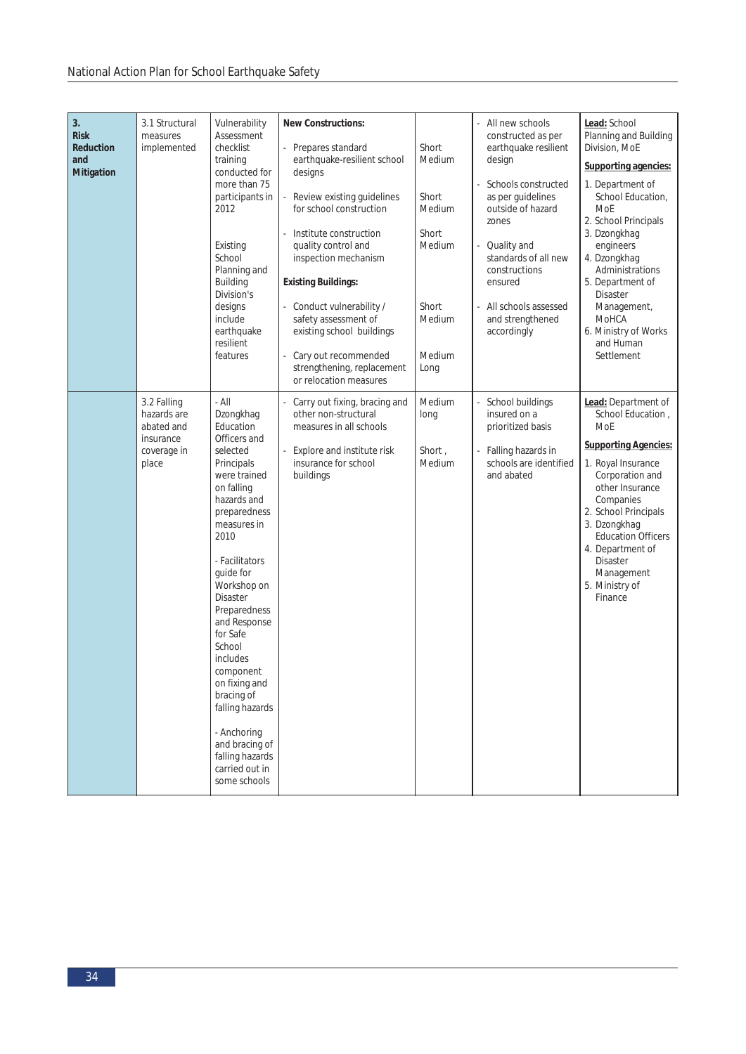| | | | | | | |
|---|---|---|---|---|---|---|
| **3. Risk Reduction and Mitigation** | 3.1 Structural measures implemented | Vulnerability Assessment checklist training conducted for more than 75 participants in 2012<br><br>Existing School Planning and Building Division's designs include earthquake resilient features | **New Constructions:**<br>- Prepares standard earthquake-resilient school designs<br>- Review existing guidelines for school construction<br>- Institute construction quality control and inspection mechanism<br>**Existing Buildings:**<br>- Conduct vulnerability / safety assessment of existing school buildings<br>- Cary out recommended strengthening, replacement or relocation measures | Short Medium<br><br>Short Medium<br><br>Short Medium<br><br>Short Medium<br><br>Medium Long | - All new schools constructed as per earthquake resilient design<br>- Schools constructed as per guidelines outside of hazard zones<br>- Quality and standards of all new constructions ensured<br>- All schools assessed and strengthened accordingly | **Lead:** School Planning and Building Division, MoE<br>**Supporting agencies:**<br>1. Department of School Education, MoE<br>2. School Principals<br>3. Dzongkhag engineers<br>4. Dzongkhag Administrations<br>5. Department of Disaster Management, MoHCA<br>6. Ministry of Works and Human Settlement |
| | 3.2 Falling hazards are abated and insurance coverage in place | - All Dzongkhag Education Officers and selected Principals were trained on falling hazards and preparedness measures in 2010<br><br>- Facilitators guide for Workshop on Disaster Preparedness and Response for Safe School includes component on fixing and bracing of falling hazards<br><br>- Anchoring and bracing of falling hazards carried out in some schools | - Carry out fixing, bracing and other non-structural measures in all schools<br>- Explore and institute risk insurance for school buildings | Medium long<br><br>Short , Medium | - School buildings insured on a prioritized basis<br>- Falling hazards in schools are identified and abated | **Lead:** Department of School Education , MoE<br>**Supporting Agencies:**<br>1. Royal Insurance Corporation and other Insurance Companies<br>2. School Principals<br>3. Dzongkhag Education Officers<br>4. Department of Disaster Management<br>5. Ministry of Finance |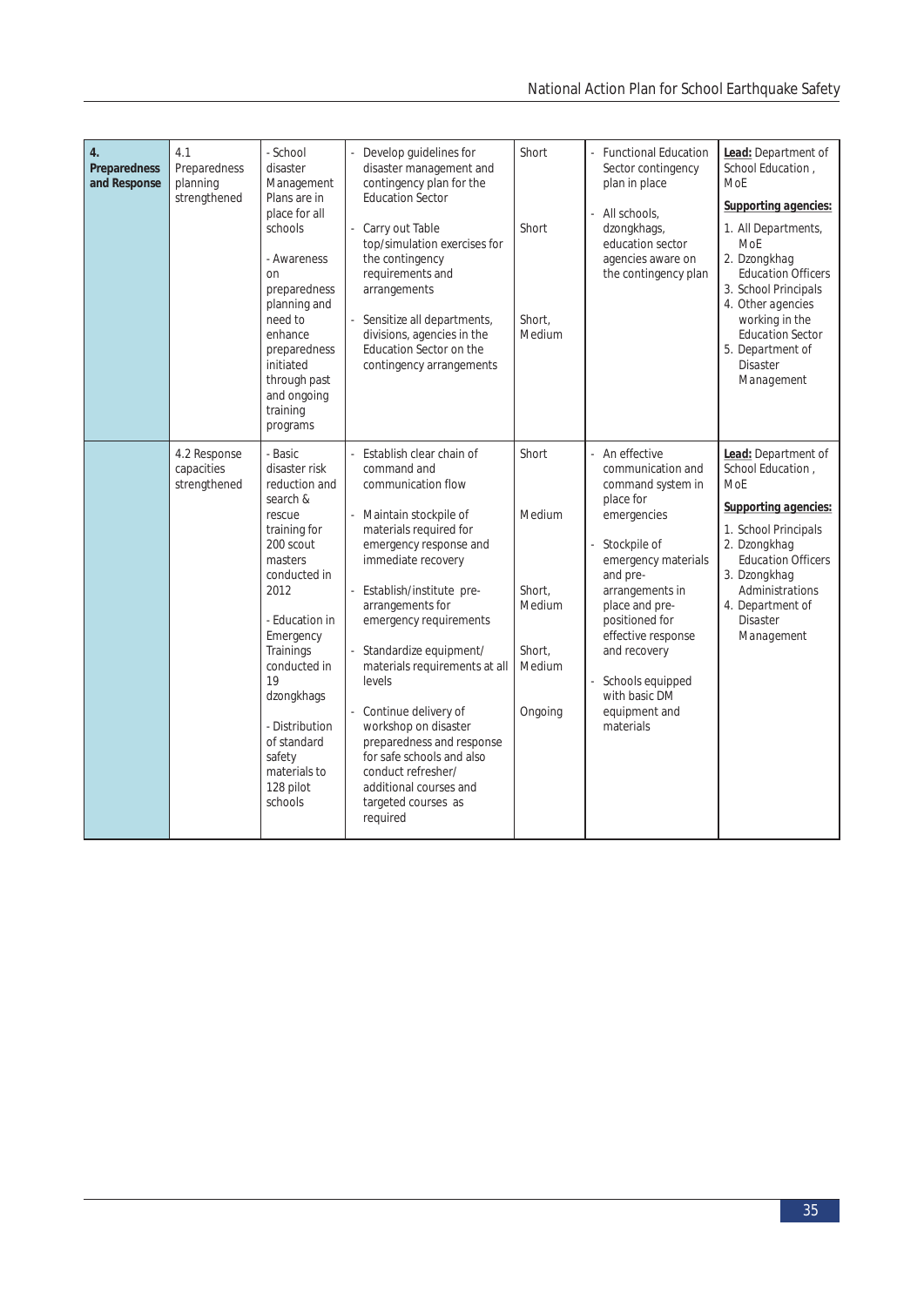| | | | | | | |
|---|---|---|---|---|---|---|
| **4. Preparedness and Response** | 4.1 Preparedness planning strengthened | - School disaster Management Plans are in place for all schools<br><br>- Awareness on preparedness planning and need to enhance preparedness initiated through past and ongoing training programs | - Develop guidelines for disaster management and contingency plan for the Education Sector<br><br>- Carry out Table top/simulation exercises for the contingency requirements and arrangements<br><br>- Sensitize all departments, divisions, agencies in the Education Sector on the contingency arrangements | Short<br><br>Short<br><br>Short, Medium | - Functional Education Sector contingency plan in place<br><br>- All schools, dzongkhags, education sector agencies aware on the contingency plan | **Lead:** Department of School Education , MoE<br><br>**Supporting agencies:**<br>1. All Departments, MoE<br>2. Dzongkhag Education Officers<br>3. School Principals<br>4. Other agencies working in the Education Sector<br>5. Department of Disaster Management |
| | 4.2 Response capacities strengthened | - Basic disaster risk reduction and search & rescue training for 200 scout masters conducted in 2012<br><br>- Education in Emergency Trainings conducted in 19 dzongkhags<br><br>- Distribution of standard safety materials to 128 pilot schools | - Establish clear chain of command and communication flow<br><br>- Maintain stockpile of materials required for emergency response and immediate recovery<br><br>- Establish/institute pre-arrangements for emergency requirements<br><br>- Standardize equipment/ materials requirements at all levels<br><br>- Continue delivery of workshop on disaster preparedness and response for safe schools and also conduct refresher/ additional courses and targeted courses as required | Short<br><br>Medium<br><br>Short, Medium<br><br>Short, Medium<br><br>Ongoing | - An effective communication and command system in place for emergencies<br><br>- Stockpile of emergency materials and pre-arrangements in place and pre-positioned for effective response and recovery<br><br>- Schools equipped with basic DM equipment and materials | **Lead:** Department of School Education , MoE<br><br>**Supporting agencies:**<br>1. School Principals<br>2. Dzongkhag Education Officers<br>3. Dzongkhag Administrations<br>4. Department of Disaster Management |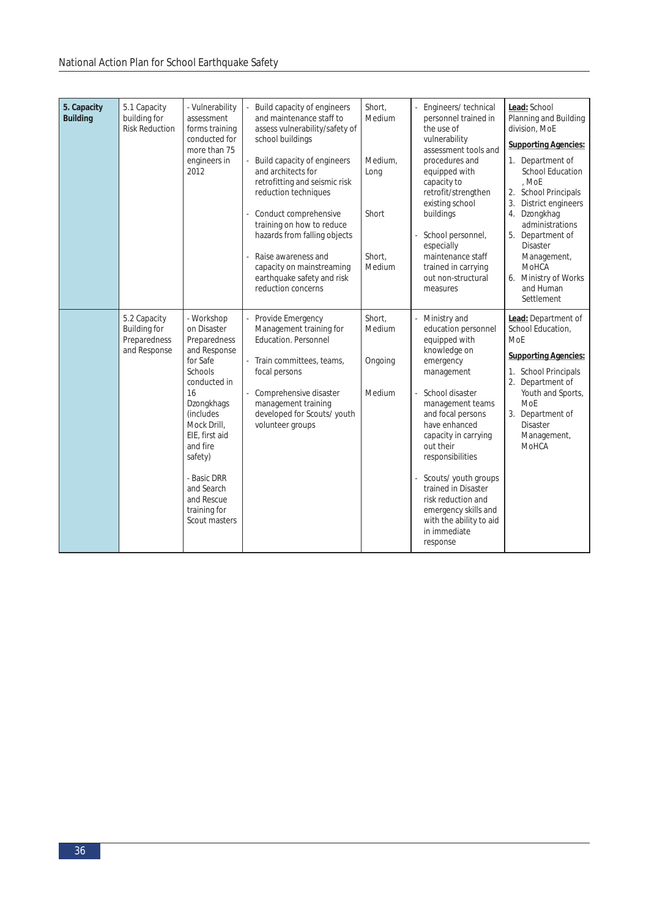| | | | | | | |
|---|---|---|---|---|---|---|
| **5. Capacity Building** | 5.1 Capacity building for Risk Reduction | - Vulnerability assessment forms training conducted for more than 75 engineers in 2012 | - Build capacity of engineers and maintenance staff to assess vulnerability/safety of school buildings<br>- Build capacity of engineers and architects for retrofitting and seismic risk reduction techniques<br>- Conduct comprehensive training on how to reduce hazards from falling objects<br>- Raise awareness and capacity on mainstreaming earthquake safety and risk reduction concerns | Short, Medium<br><br>Medium, Long<br><br>Short<br><br>Short, Medium | - Engineers/ technical personnel trained in the use of vulnerability assessment tools and procedures and equipped with capacity to retrofit/strengthen existing school buildings<br>- School personnel, especially maintenance staff trained in carrying out non-structural measures | **Lead:** School Planning and Building division, MoE<br>**Supporting Agencies:**<br>1. Department of School Education , MoE<br>2. School Principals<br>3. District engineers<br>4. Dzongkhag administrations<br>5. Department of Disaster Management, MoHCA<br>6. Ministry of Works and Human Settlement |
| | 5.2 Capacity Building for Preparedness and Response | - Workshop on Disaster Preparedness and Response for Safe Schools conducted in 16 Dzongkhags (includes Mock Drill, EIE, first aid and fire safety)<br>- Basic DRR and Search and Rescue training for Scout masters | - Provide Emergency Management training for Education. Personnel<br>- Train committees, teams, focal persons<br>- Comprehensive disaster management training developed for Scouts/ youth volunteer groups | Short, Medium<br><br>Ongoing<br><br>Medium | - Ministry and education personnel equipped with knowledge on emergency management<br>- School disaster management teams and focal persons have enhanced capacity in carrying out their responsibilities<br>- Scouts/ youth groups trained in Disaster risk reduction and emergency skills and with the ability to aid in immediate response | **Lead:** Department of School Education, MoE<br>**Supporting Agencies:**<br>1. School Principals<br>2. Department of Youth and Sports, MoE<br>3. Department of Disaster Management, MoHCA |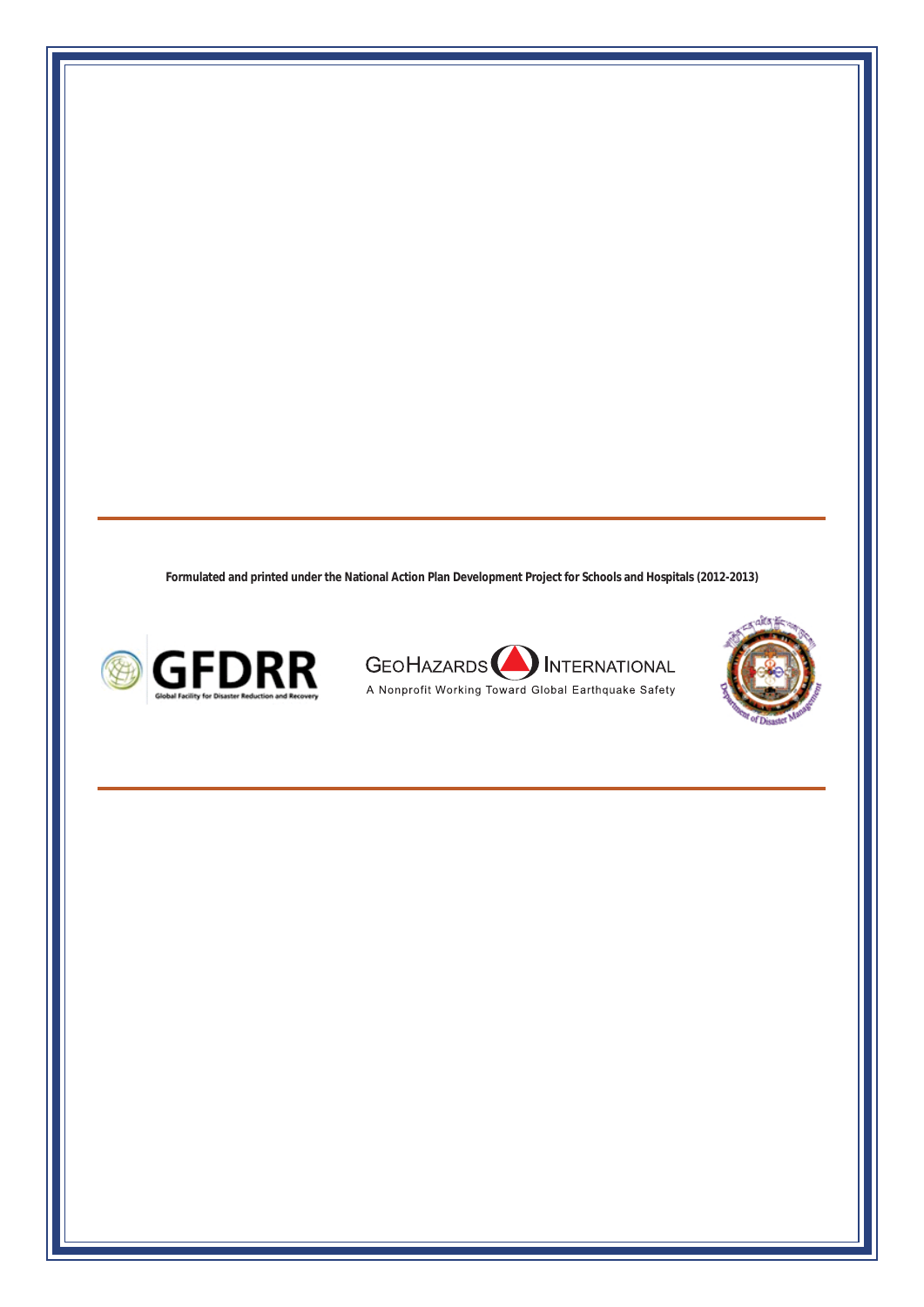**Formulated and printed under the National Action Plan Development Project for Schools and Hospitals (2012-2013)**